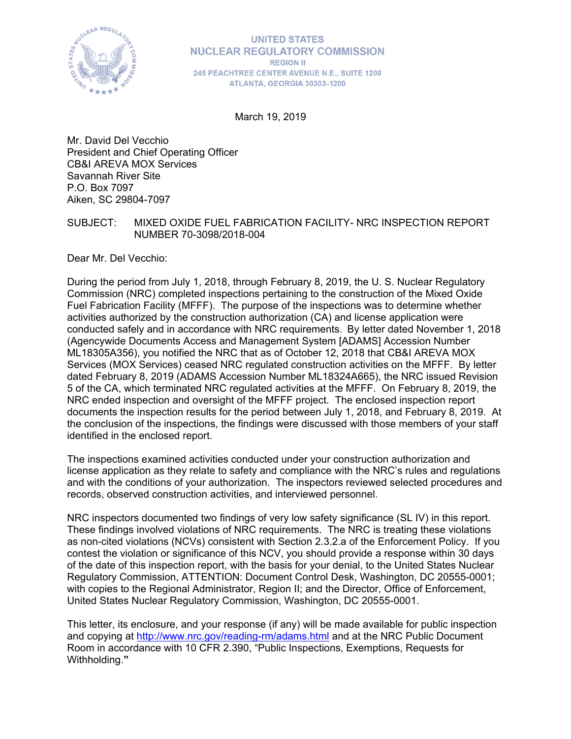UNITED STATES
NUCLEAR REGULATORY COMMISSION
REGION II
245 PEACHTREE CENTER AVENUE N.E., SUITE 1200
ATLANTA, GEORGIA 30303-1200

March 19, 2019

Mr. David Del Vecchio
President and Chief Operating Officer
CB&I AREVA MOX Services
Savannah River Site
P.O. Box 7097
Aiken, SC 29804-7097

SUBJECT: MIXED OXIDE FUEL FABRICATION FACILITY- NRC INSPECTION REPORT NUMBER 70-3098/2018-004

Dear Mr. Del Vecchio:

During the period from July 1, 2018, through February 8, 2019, the U. S. Nuclear Regulatory Commission (NRC) completed inspections pertaining to the construction of the Mixed Oxide Fuel Fabrication Facility (MFFF). The purpose of the inspections was to determine whether activities authorized by the construction authorization (CA) and license application were conducted safely and in accordance with NRC requirements. By letter dated November 1, 2018 (Agencywide Documents Access and Management System [ADAMS] Accession Number ML18305A356), you notified the NRC that as of October 12, 2018 that CB&I AREVA MOX Services (MOX Services) ceased NRC regulated construction activities on the MFFF. By letter dated February 8, 2019 (ADAMS Accession Number ML18324A665), the NRC issued Revision 5 of the CA, which terminated NRC regulated activities at the MFFF. On February 8, 2019, the NRC ended inspection and oversight of the MFFF project. The enclosed inspection report documents the inspection results for the period between July 1, 2018, and February 8, 2019. At the conclusion of the inspections, the findings were discussed with those members of your staff identified in the enclosed report.

The inspections examined activities conducted under your construction authorization and license application as they relate to safety and compliance with the NRC's rules and regulations and with the conditions of your authorization. The inspectors reviewed selected procedures and records, observed construction activities, and interviewed personnel.

NRC inspectors documented two findings of very low safety significance (SL IV) in this report. These findings involved violations of NRC requirements. The NRC is treating these violations as non-cited violations (NCVs) consistent with Section 2.3.2.a of the Enforcement Policy. If you contest the violation or significance of this NCV, you should provide a response within 30 days of the date of this inspection report, with the basis for your denial, to the United States Nuclear Regulatory Commission, ATTENTION: Document Control Desk, Washington, DC 20555-0001; with copies to the Regional Administrator, Region II; and the Director, Office of Enforcement, United States Nuclear Regulatory Commission, Washington, DC 20555-0001.

This letter, its enclosure, and your response (if any) will be made available for public inspection and copying at http://www.nrc.gov/reading-rm/adams.html and at the NRC Public Document Room in accordance with 10 CFR 2.390, "Public Inspections, Exemptions, Requests for Withholding."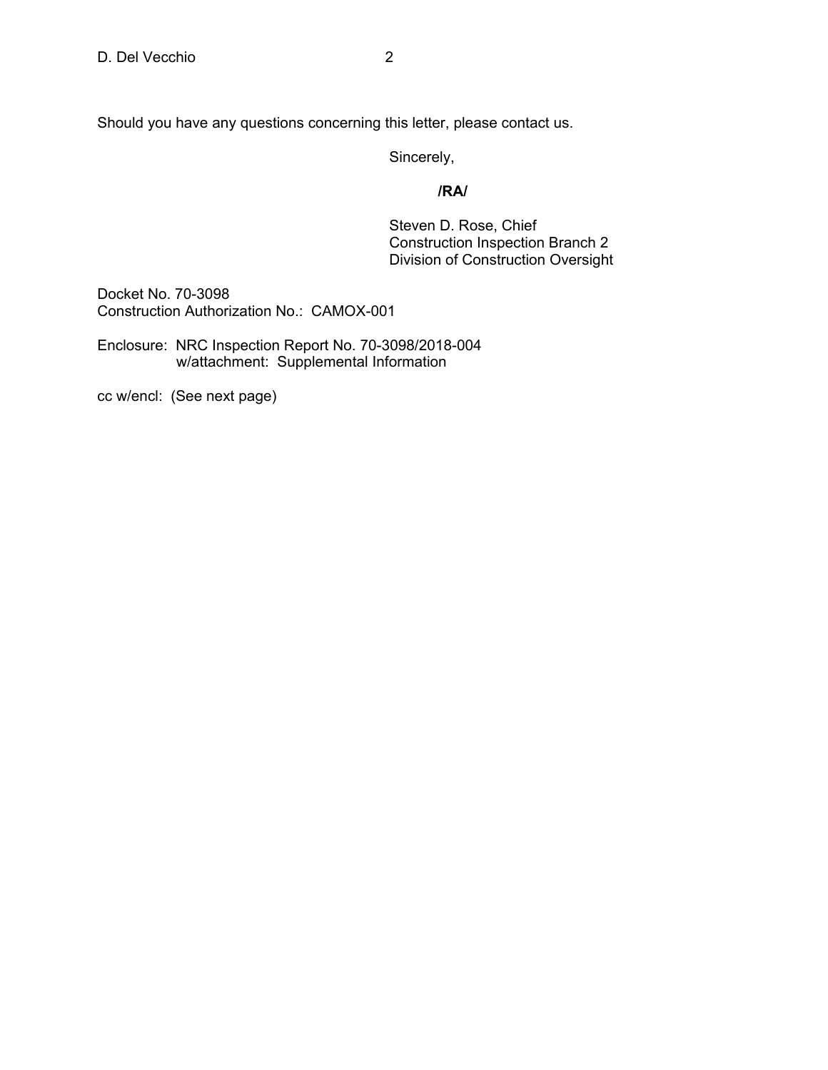Should you have any questions concerning this letter, please contact us.

Sincerely,

**/RA/**

Steven D. Rose, Chief
Construction Inspection Branch 2
Division of Construction Oversight

Docket No. 70-3098
Construction Authorization No.: CAMOX-001

Enclosure: NRC Inspection Report No. 70-3098/2018-004
w/attachment: Supplemental Information

cc w/encl: (See next page)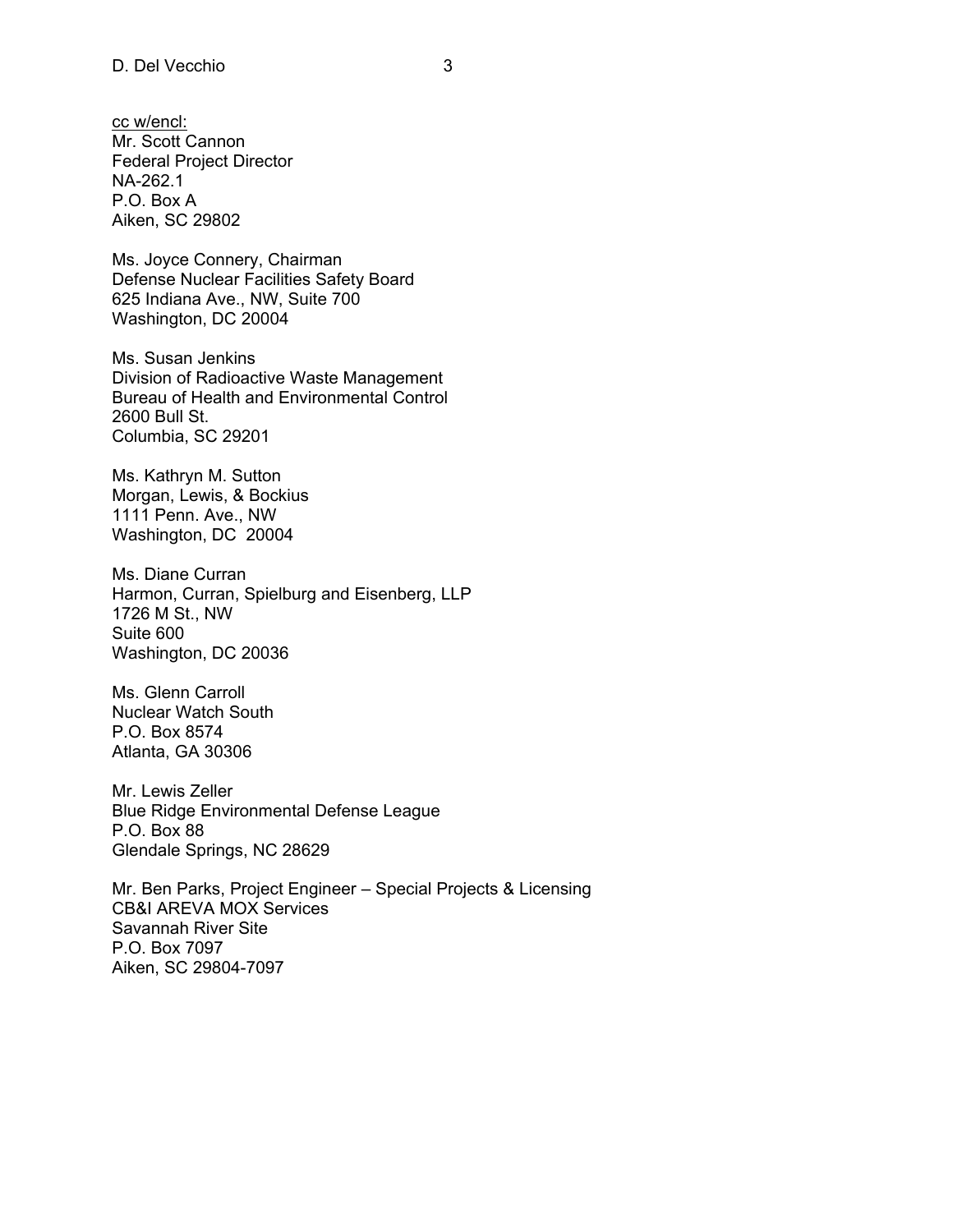cc w/encl:
Mr. Scott Cannon
Federal Project Director
NA-262.1
P.O. Box A
Aiken, SC 29802

Ms. Joyce Connery, Chairman
Defense Nuclear Facilities Safety Board
625 Indiana Ave., NW, Suite 700
Washington, DC 20004

Ms. Susan Jenkins
Division of Radioactive Waste Management
Bureau of Health and Environmental Control
2600 Bull St.
Columbia, SC 29201

Ms. Kathryn M. Sutton
Morgan, Lewis, & Bockius
1111 Penn. Ave., NW
Washington, DC 20004

Ms. Diane Curran
Harmon, Curran, Spielburg and Eisenberg, LLP
1726 M St., NW
Suite 600
Washington, DC 20036

Ms. Glenn Carroll
Nuclear Watch South
P.O. Box 8574
Atlanta, GA 30306

Mr. Lewis Zeller
Blue Ridge Environmental Defense League
P.O. Box 88
Glendale Springs, NC 28629

Mr. Ben Parks, Project Engineer – Special Projects & Licensing
CB&I AREVA MOX Services
Savannah River Site
P.O. Box 7097
Aiken, SC 29804-7097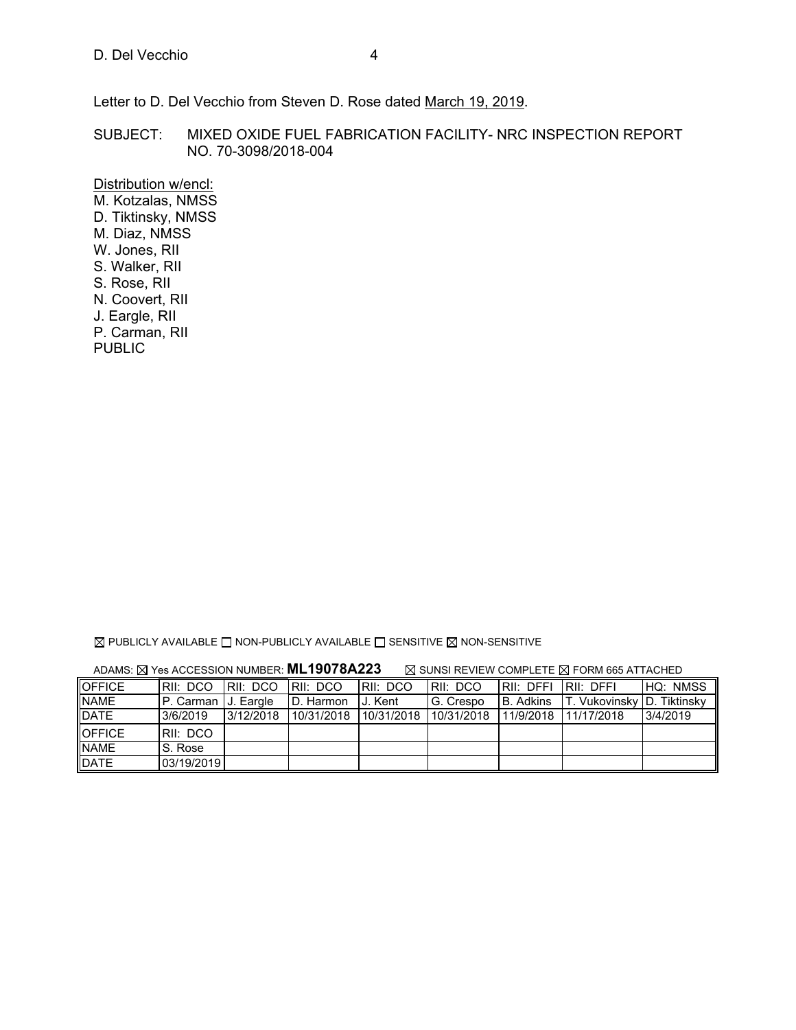Letter to D. Del Vecchio from Steven D. Rose dated March 19, 2019.

SUBJECT: MIXED OXIDE FUEL FABRICATION FACILITY- NRC INSPECTION REPORT NO. 70-3098/2018-004

Distribution w/encl:
M. Kotzalas, NMSS
D. Tiktinsky, NMSS
M. Diaz, NMSS
W. Jones, RII
S. Walker, RII
S. Rose, RII
N. Coovert, RII
J. Eargle, RII
P. Carman, RII
PUBLIC

☒ PUBLICLY AVAILABLE ☐ NON-PUBLICLY AVAILABLE ☐ SENSITIVE ☒ NON-SENSITIVE

ADAMS: ☒ Yes ACCESSION NUMBER: **ML19078A223** ☒ SUNSI REVIEW COMPLETE ☒ FORM 665 ATTACHED

| OFFICE | RII: DCO | RII: DCO | RII: DCO | RII: DCO | RII: DCO | RII: DFFI | RII: DFFI | HQ: NMSS |
|---|---|---|---|---|---|---|---|---|
| NAME | P. Carman | J. Eargle | D. Harmon | J. Kent | G. Crespo | B. Adkins | T. Vukovinsky | D. Tiktinsky |
| DATE | 3/6/2019 | 3/12/2018 | 10/31/2018 | 10/31/2018 | 10/31/2018 | 11/9/2018 | 11/17/2018 | 3/4/2019 |
| OFFICE | RII: DCO | | | | | | | |
| NAME | S. Rose | | | | | | | |
| DATE | 03/19/2019 | | | | | | | |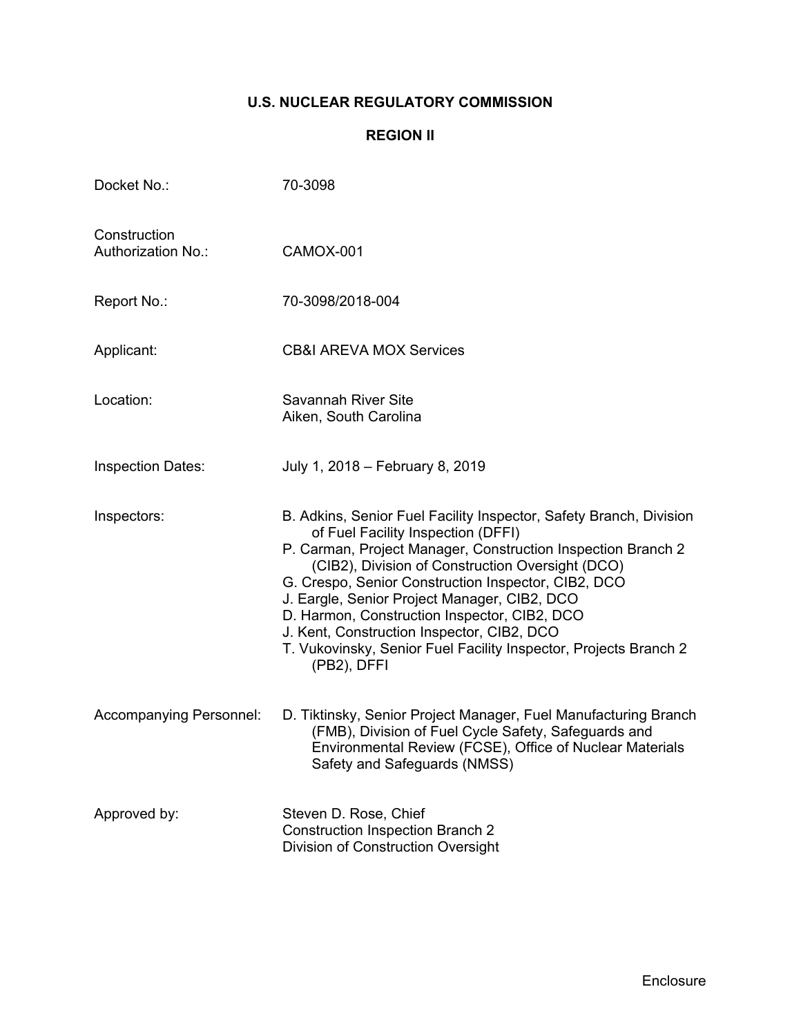# U.S. NUCLEAR REGULATORY COMMISSION

## REGION II

| | |
|---|---|
| Docket No.: | 70-3098 |
| Construction Authorization No.: | CAMOX-001 |
| Report No.: | 70-3098/2018-004 |
| Applicant: | CB&I AREVA MOX Services |
| Location: | Savannah River Site<br>Aiken, South Carolina |
| Inspection Dates: | July 1, 2018 – February 8, 2019 |
| Inspectors: | B. Adkins, Senior Fuel Facility Inspector, Safety Branch, Division of Fuel Facility Inspection (DFFI)<br>P. Carman, Project Manager, Construction Inspection Branch 2 (CIB2), Division of Construction Oversight (DCO)<br>G. Crespo, Senior Construction Inspector, CIB2, DCO<br>J. Eargle, Senior Project Manager, CIB2, DCO<br>D. Harmon, Construction Inspector, CIB2, DCO<br>J. Kent, Construction Inspector, CIB2, DCO<br>T. Vukovinsky, Senior Fuel Facility Inspector, Projects Branch 2 (PB2), DFFI |
| Accompanying Personnel: | D. Tiktinsky, Senior Project Manager, Fuel Manufacturing Branch (FMB), Division of Fuel Cycle Safety, Safeguards and Environmental Review (FCSE), Office of Nuclear Materials Safety and Safeguards (NMSS) |
| Approved by: | Steven D. Rose, Chief<br>Construction Inspection Branch 2<br>Division of Construction Oversight |

Enclosure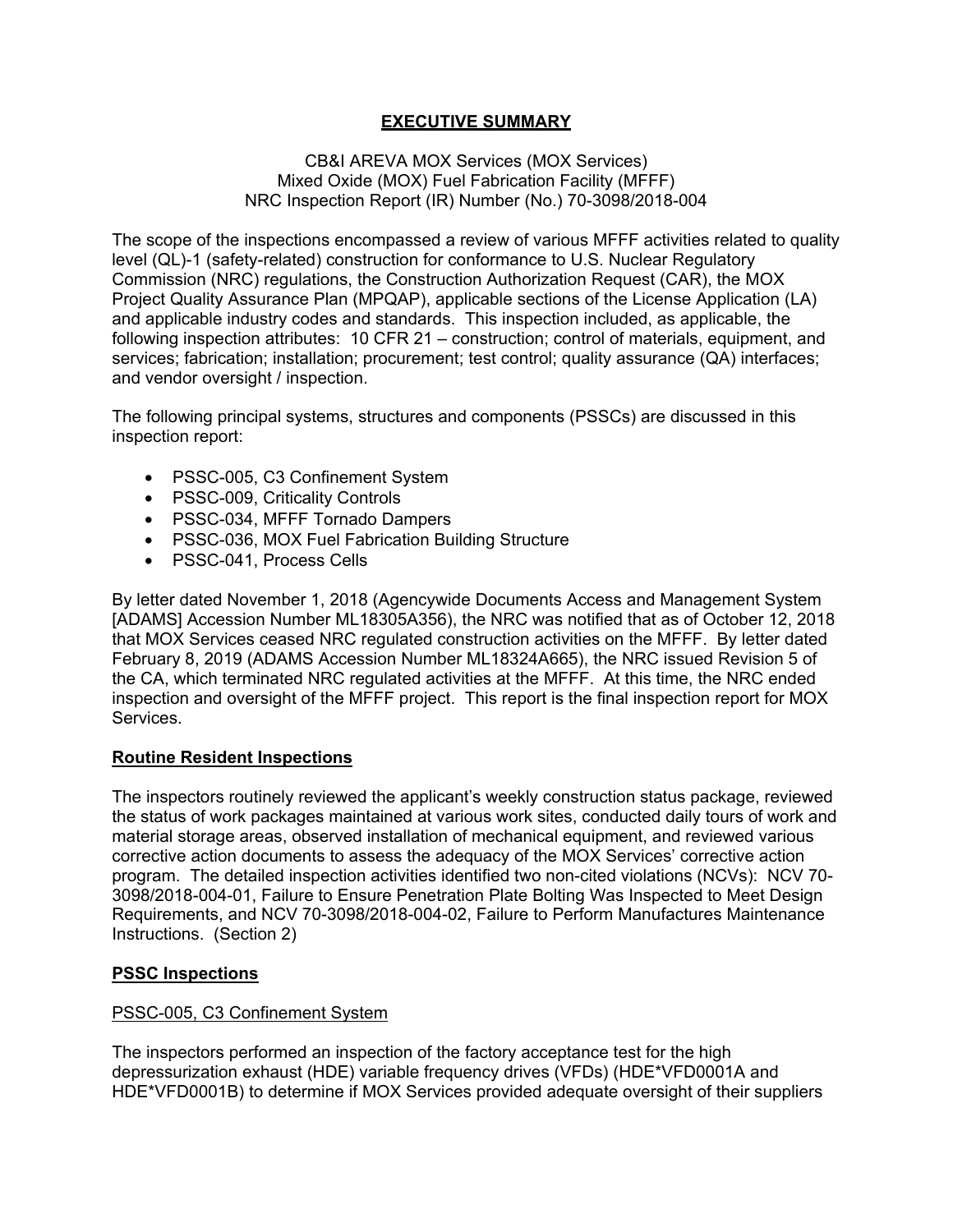# EXECUTIVE SUMMARY

CB&I AREVA MOX Services (MOX Services)
Mixed Oxide (MOX) Fuel Fabrication Facility (MFFF)
NRC Inspection Report (IR) Number (No.) 70-3098/2018-004

The scope of the inspections encompassed a review of various MFFF activities related to quality level (QL)-1 (safety-related) construction for conformance to U.S. Nuclear Regulatory Commission (NRC) regulations, the Construction Authorization Request (CAR), the MOX Project Quality Assurance Plan (MPQAP), applicable sections of the License Application (LA) and applicable industry codes and standards. This inspection included, as applicable, the following inspection attributes: 10 CFR 21 – construction; control of materials, equipment, and services; fabrication; installation; procurement; test control; quality assurance (QA) interfaces; and vendor oversight / inspection.

The following principal systems, structures and components (PSSCs) are discussed in this inspection report:

- PSSC-005, C3 Confinement System
- PSSC-009, Criticality Controls
- PSSC-034, MFFF Tornado Dampers
- PSSC-036, MOX Fuel Fabrication Building Structure
- PSSC-041, Process Cells

By letter dated November 1, 2018 (Agencywide Documents Access and Management System [ADAMS] Accession Number ML18305A356), the NRC was notified that as of October 12, 2018 that MOX Services ceased NRC regulated construction activities on the MFFF. By letter dated February 8, 2019 (ADAMS Accession Number ML18324A665), the NRC issued Revision 5 of the CA, which terminated NRC regulated activities at the MFFF. At this time, the NRC ended inspection and oversight of the MFFF project. This report is the final inspection report for MOX Services.

## Routine Resident Inspections

The inspectors routinely reviewed the applicant's weekly construction status package, reviewed the status of work packages maintained at various work sites, conducted daily tours of work and material storage areas, observed installation of mechanical equipment, and reviewed various corrective action documents to assess the adequacy of the MOX Services' corrective action program. The detailed inspection activities identified two non-cited violations (NCVs): NCV 70-3098/2018-004-01, Failure to Ensure Penetration Plate Bolting Was Inspected to Meet Design Requirements, and NCV 70-3098/2018-004-02, Failure to Perform Manufactures Maintenance Instructions. (Section 2)

## PSSC Inspections

### PSSC-005, C3 Confinement System

The inspectors performed an inspection of the factory acceptance test for the high depressurization exhaust (HDE) variable frequency drives (VFDs) (HDE*VFD0001A and HDE*VFD0001B) to determine if MOX Services provided adequate oversight of their suppliers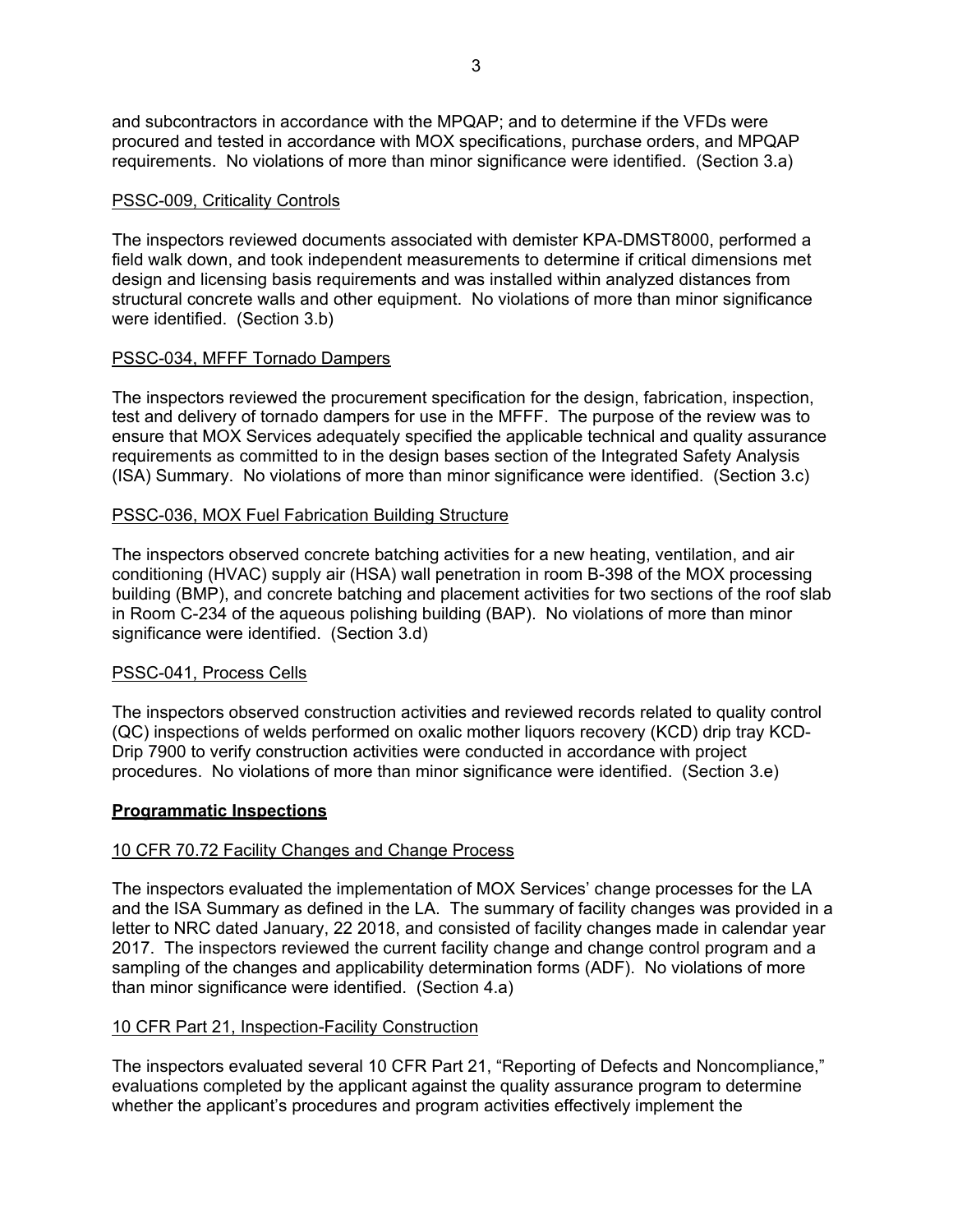and subcontractors in accordance with the MPQAP; and to determine if the VFDs were procured and tested in accordance with MOX specifications, purchase orders, and MPQAP requirements. No violations of more than minor significance were identified. (Section 3.a)

PSSC-009, Criticality Controls

The inspectors reviewed documents associated with demister KPA-DMST8000, performed a field walk down, and took independent measurements to determine if critical dimensions met design and licensing basis requirements and was installed within analyzed distances from structural concrete walls and other equipment. No violations of more than minor significance were identified. (Section 3.b)

PSSC-034, MFFF Tornado Dampers

The inspectors reviewed the procurement specification for the design, fabrication, inspection, test and delivery of tornado dampers for use in the MFFF. The purpose of the review was to ensure that MOX Services adequately specified the applicable technical and quality assurance requirements as committed to in the design bases section of the Integrated Safety Analysis (ISA) Summary. No violations of more than minor significance were identified. (Section 3.c)

PSSC-036, MOX Fuel Fabrication Building Structure

The inspectors observed concrete batching activities for a new heating, ventilation, and air conditioning (HVAC) supply air (HSA) wall penetration in room B-398 of the MOX processing building (BMP), and concrete batching and placement activities for two sections of the roof slab in Room C-234 of the aqueous polishing building (BAP). No violations of more than minor significance were identified. (Section 3.d)

PSSC-041, Process Cells

The inspectors observed construction activities and reviewed records related to quality control (QC) inspections of welds performed on oxalic mother liquors recovery (KCD) drip tray KCD-Drip 7900 to verify construction activities were conducted in accordance with project procedures. No violations of more than minor significance were identified. (Section 3.e)

**Programmatic Inspections**

10 CFR 70.72 Facility Changes and Change Process

The inspectors evaluated the implementation of MOX Services' change processes for the LA and the ISA Summary as defined in the LA. The summary of facility changes was provided in a letter to NRC dated January, 22 2018, and consisted of facility changes made in calendar year 2017. The inspectors reviewed the current facility change and change control program and a sampling of the changes and applicability determination forms (ADF). No violations of more than minor significance were identified. (Section 4.a)

10 CFR Part 21, Inspection-Facility Construction

The inspectors evaluated several 10 CFR Part 21, "Reporting of Defects and Noncompliance," evaluations completed by the applicant against the quality assurance program to determine whether the applicant's procedures and program activities effectively implement the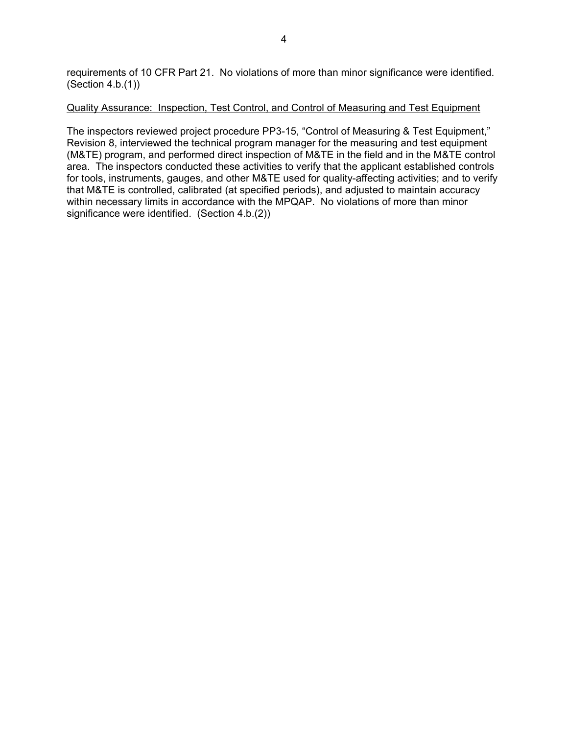requirements of 10 CFR Part 21. No violations of more than minor significance were identified. (Section 4.b.(1))

Quality Assurance: Inspection, Test Control, and Control of Measuring and Test Equipment

The inspectors reviewed project procedure PP3-15, "Control of Measuring & Test Equipment," Revision 8, interviewed the technical program manager for the measuring and test equipment (M&TE) program, and performed direct inspection of M&TE in the field and in the M&TE control area. The inspectors conducted these activities to verify that the applicant established controls for tools, instruments, gauges, and other M&TE used for quality-affecting activities; and to verify that M&TE is controlled, calibrated (at specified periods), and adjusted to maintain accuracy within necessary limits in accordance with the MPQAP. No violations of more than minor significance were identified. (Section 4.b.(2))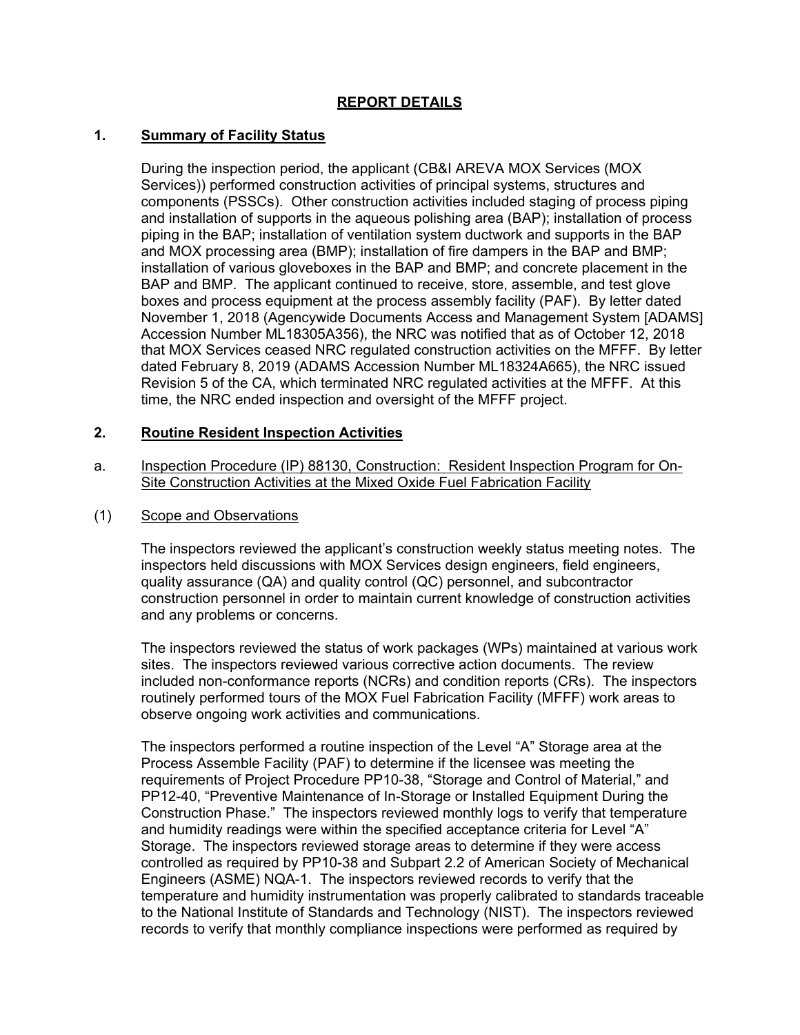## REPORT DETAILS

### 1. Summary of Facility Status

During the inspection period, the applicant (CB&I AREVA MOX Services (MOX Services)) performed construction activities of principal systems, structures and components (PSSCs). Other construction activities included staging of process piping and installation of supports in the aqueous polishing area (BAP); installation of process piping in the BAP; installation of ventilation system ductwork and supports in the BAP and MOX processing area (BMP); installation of fire dampers in the BAP and BMP; installation of various gloveboxes in the BAP and BMP; and concrete placement in the BAP and BMP. The applicant continued to receive, store, assemble, and test glove boxes and process equipment at the process assembly facility (PAF). By letter dated November 1, 2018 (Agencywide Documents Access and Management System [ADAMS] Accession Number ML18305A356), the NRC was notified that as of October 12, 2018 that MOX Services ceased NRC regulated construction activities on the MFFF. By letter dated February 8, 2019 (ADAMS Accession Number ML18324A665), the NRC issued Revision 5 of the CA, which terminated NRC regulated activities at the MFFF. At this time, the NRC ended inspection and oversight of the MFFF project.

### 2. Routine Resident Inspection Activities

a. Inspection Procedure (IP) 88130, Construction: Resident Inspection Program for On-Site Construction Activities at the Mixed Oxide Fuel Fabrication Facility

(1) Scope and Observations

The inspectors reviewed the applicant's construction weekly status meeting notes. The inspectors held discussions with MOX Services design engineers, field engineers, quality assurance (QA) and quality control (QC) personnel, and subcontractor construction personnel in order to maintain current knowledge of construction activities and any problems or concerns.

The inspectors reviewed the status of work packages (WPs) maintained at various work sites. The inspectors reviewed various corrective action documents. The review included non-conformance reports (NCRs) and condition reports (CRs). The inspectors routinely performed tours of the MOX Fuel Fabrication Facility (MFFF) work areas to observe ongoing work activities and communications.

The inspectors performed a routine inspection of the Level "A" Storage area at the Process Assemble Facility (PAF) to determine if the licensee was meeting the requirements of Project Procedure PP10-38, "Storage and Control of Material," and PP12-40, "Preventive Maintenance of In-Storage or Installed Equipment During the Construction Phase." The inspectors reviewed monthly logs to verify that temperature and humidity readings were within the specified acceptance criteria for Level "A" Storage. The inspectors reviewed storage areas to determine if they were access controlled as required by PP10-38 and Subpart 2.2 of American Society of Mechanical Engineers (ASME) NQA-1. The inspectors reviewed records to verify that the temperature and humidity instrumentation was properly calibrated to standards traceable to the National Institute of Standards and Technology (NIST). The inspectors reviewed records to verify that monthly compliance inspections were performed as required by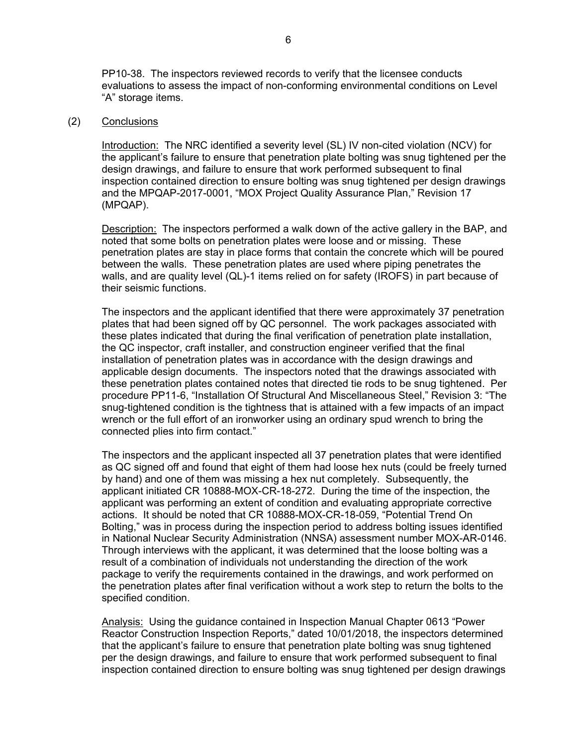PP10-38. The inspectors reviewed records to verify that the licensee conducts evaluations to assess the impact of non-conforming environmental conditions on Level "A" storage items.

(2) Conclusions

Introduction: The NRC identified a severity level (SL) IV non-cited violation (NCV) for the applicant's failure to ensure that penetration plate bolting was snug tightened per the design drawings, and failure to ensure that work performed subsequent to final inspection contained direction to ensure bolting was snug tightened per design drawings and the MPQAP-2017-0001, "MOX Project Quality Assurance Plan," Revision 17 (MPQAP).

Description: The inspectors performed a walk down of the active gallery in the BAP, and noted that some bolts on penetration plates were loose and or missing. These penetration plates are stay in place forms that contain the concrete which will be poured between the walls. These penetration plates are used where piping penetrates the walls, and are quality level (QL)-1 items relied on for safety (IROFS) in part because of their seismic functions.

The inspectors and the applicant identified that there were approximately 37 penetration plates that had been signed off by QC personnel. The work packages associated with these plates indicated that during the final verification of penetration plate installation, the QC inspector, craft installer, and construction engineer verified that the final installation of penetration plates was in accordance with the design drawings and applicable design documents. The inspectors noted that the drawings associated with these penetration plates contained notes that directed tie rods to be snug tightened. Per procedure PP11-6, "Installation Of Structural And Miscellaneous Steel," Revision 3: "The snug-tightened condition is the tightness that is attained with a few impacts of an impact wrench or the full effort of an ironworker using an ordinary spud wrench to bring the connected plies into firm contact."

The inspectors and the applicant inspected all 37 penetration plates that were identified as QC signed off and found that eight of them had loose hex nuts (could be freely turned by hand) and one of them was missing a hex nut completely. Subsequently, the applicant initiated CR 10888-MOX-CR-18-272. During the time of the inspection, the applicant was performing an extent of condition and evaluating appropriate corrective actions. It should be noted that CR 10888-MOX-CR-18-059, "Potential Trend On Bolting," was in process during the inspection period to address bolting issues identified in National Nuclear Security Administration (NNSA) assessment number MOX-AR-0146. Through interviews with the applicant, it was determined that the loose bolting was a result of a combination of individuals not understanding the direction of the work package to verify the requirements contained in the drawings, and work performed on the penetration plates after final verification without a work step to return the bolts to the specified condition.

Analysis: Using the guidance contained in Inspection Manual Chapter 0613 "Power Reactor Construction Inspection Reports," dated 10/01/2018, the inspectors determined that the applicant's failure to ensure that penetration plate bolting was snug tightened per the design drawings, and failure to ensure that work performed subsequent to final inspection contained direction to ensure bolting was snug tightened per design drawings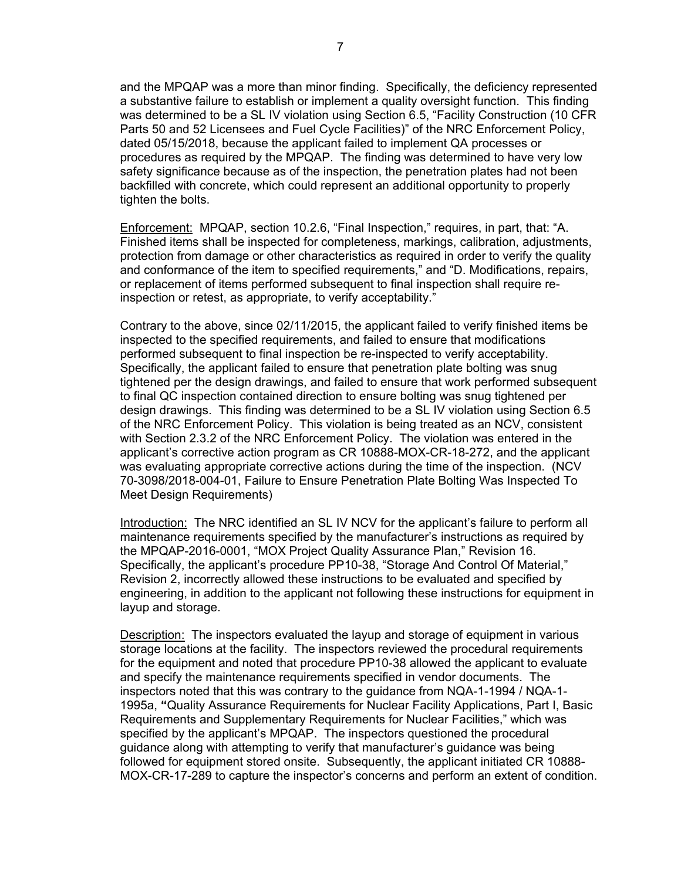and the MPQAP was a more than minor finding. Specifically, the deficiency represented a substantive failure to establish or implement a quality oversight function. This finding was determined to be a SL IV violation using Section 6.5, "Facility Construction (10 CFR Parts 50 and 52 Licensees and Fuel Cycle Facilities)" of the NRC Enforcement Policy, dated 05/15/2018, because the applicant failed to implement QA processes or procedures as required by the MPQAP. The finding was determined to have very low safety significance because as of the inspection, the penetration plates had not been backfilled with concrete, which could represent an additional opportunity to properly tighten the bolts.

Enforcement: MPQAP, section 10.2.6, "Final Inspection," requires, in part, that: "A. Finished items shall be inspected for completeness, markings, calibration, adjustments, protection from damage or other characteristics as required in order to verify the quality and conformance of the item to specified requirements," and "D. Modifications, repairs, or replacement of items performed subsequent to final inspection shall require re-inspection or retest, as appropriate, to verify acceptability."

Contrary to the above, since 02/11/2015, the applicant failed to verify finished items be inspected to the specified requirements, and failed to ensure that modifications performed subsequent to final inspection be re-inspected to verify acceptability. Specifically, the applicant failed to ensure that penetration plate bolting was snug tightened per the design drawings, and failed to ensure that work performed subsequent to final QC inspection contained direction to ensure bolting was snug tightened per design drawings. This finding was determined to be a SL IV violation using Section 6.5 of the NRC Enforcement Policy. This violation is being treated as an NCV, consistent with Section 2.3.2 of the NRC Enforcement Policy. The violation was entered in the applicant's corrective action program as CR 10888-MOX-CR-18-272, and the applicant was evaluating appropriate corrective actions during the time of the inspection. (NCV 70-3098/2018-004-01, Failure to Ensure Penetration Plate Bolting Was Inspected To Meet Design Requirements)

Introduction: The NRC identified an SL IV NCV for the applicant's failure to perform all maintenance requirements specified by the manufacturer's instructions as required by the MPQAP-2016-0001, "MOX Project Quality Assurance Plan," Revision 16. Specifically, the applicant's procedure PP10-38, "Storage And Control Of Material," Revision 2, incorrectly allowed these instructions to be evaluated and specified by engineering, in addition to the applicant not following these instructions for equipment in layup and storage.

Description: The inspectors evaluated the layup and storage of equipment in various storage locations at the facility. The inspectors reviewed the procedural requirements for the equipment and noted that procedure PP10-38 allowed the applicant to evaluate and specify the maintenance requirements specified in vendor documents. The inspectors noted that this was contrary to the guidance from NQA-1-1994 / NQA-1-1995a, "Quality Assurance Requirements for Nuclear Facility Applications, Part I, Basic Requirements and Supplementary Requirements for Nuclear Facilities," which was specified by the applicant's MPQAP. The inspectors questioned the procedural guidance along with attempting to verify that manufacturer's guidance was being followed for equipment stored onsite. Subsequently, the applicant initiated CR 10888-MOX-CR-17-289 to capture the inspector's concerns and perform an extent of condition.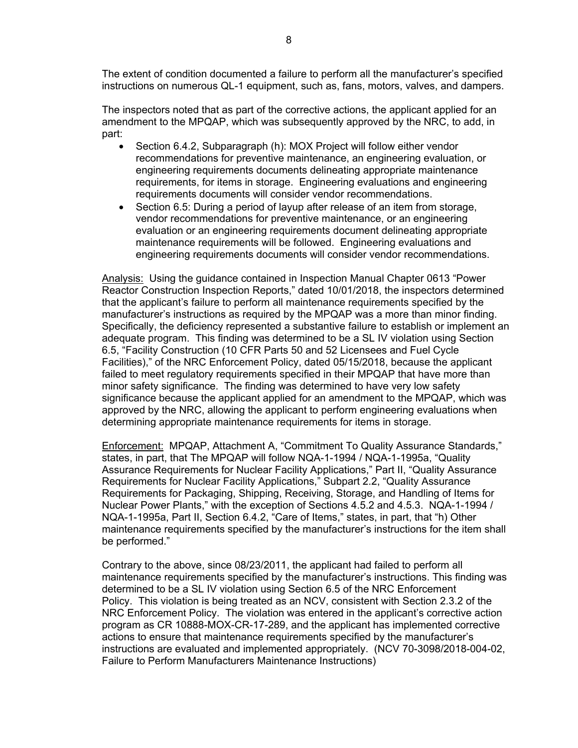The extent of condition documented a failure to perform all the manufacturer's specified instructions on numerous QL-1 equipment, such as, fans, motors, valves, and dampers.

The inspectors noted that as part of the corrective actions, the applicant applied for an amendment to the MPQAP, which was subsequently approved by the NRC, to add, in part:

- Section 6.4.2, Subparagraph (h): MOX Project will follow either vendor recommendations for preventive maintenance, an engineering evaluation, or engineering requirements documents delineating appropriate maintenance requirements, for items in storage. Engineering evaluations and engineering requirements documents will consider vendor recommendations.
- Section 6.5: During a period of layup after release of an item from storage, vendor recommendations for preventive maintenance, or an engineering evaluation or an engineering requirements document delineating appropriate maintenance requirements will be followed. Engineering evaluations and engineering requirements documents will consider vendor recommendations.

Analysis: Using the guidance contained in Inspection Manual Chapter 0613 "Power Reactor Construction Inspection Reports," dated 10/01/2018, the inspectors determined that the applicant's failure to perform all maintenance requirements specified by the manufacturer's instructions as required by the MPQAP was a more than minor finding. Specifically, the deficiency represented a substantive failure to establish or implement an adequate program. This finding was determined to be a SL IV violation using Section 6.5, "Facility Construction (10 CFR Parts 50 and 52 Licensees and Fuel Cycle Facilities)," of the NRC Enforcement Policy, dated 05/15/2018, because the applicant failed to meet regulatory requirements specified in their MPQAP that have more than minor safety significance. The finding was determined to have very low safety significance because the applicant applied for an amendment to the MPQAP, which was approved by the NRC, allowing the applicant to perform engineering evaluations when determining appropriate maintenance requirements for items in storage.

Enforcement: MPQAP, Attachment A, "Commitment To Quality Assurance Standards," states, in part, that The MPQAP will follow NQA-1-1994 / NQA-1-1995a, "Quality Assurance Requirements for Nuclear Facility Applications," Part II, "Quality Assurance Requirements for Nuclear Facility Applications," Subpart 2.2, "Quality Assurance Requirements for Packaging, Shipping, Receiving, Storage, and Handling of Items for Nuclear Power Plants," with the exception of Sections 4.5.2 and 4.5.3. NQA-1-1994 / NQA-1-1995a, Part II, Section 6.4.2, "Care of Items," states, in part, that "h) Other maintenance requirements specified by the manufacturer's instructions for the item shall be performed."

Contrary to the above, since 08/23/2011, the applicant had failed to perform all maintenance requirements specified by the manufacturer's instructions. This finding was determined to be a SL IV violation using Section 6.5 of the NRC Enforcement Policy. This violation is being treated as an NCV, consistent with Section 2.3.2 of the NRC Enforcement Policy. The violation was entered in the applicant's corrective action program as CR 10888-MOX-CR-17-289, and the applicant has implemented corrective actions to ensure that maintenance requirements specified by the manufacturer's instructions are evaluated and implemented appropriately. (NCV 70-3098/2018-004-02, Failure to Perform Manufacturers Maintenance Instructions)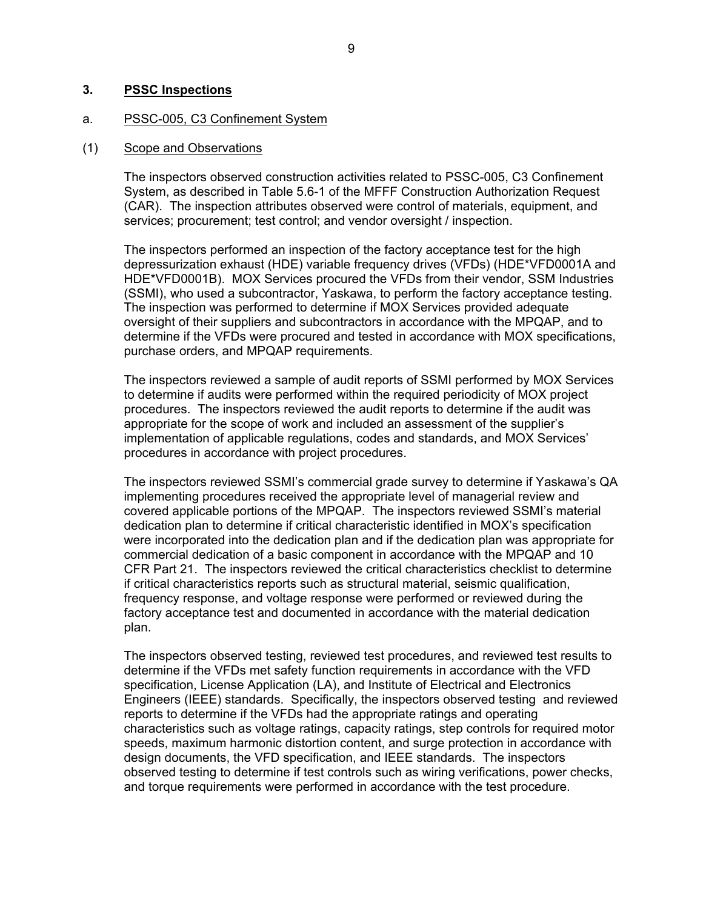## 3. PSSC Inspections

### a. PSSC-005, C3 Confinement System

#### (1) Scope and Observations

The inspectors observed construction activities related to PSSC-005, C3 Confinement System, as described in Table 5.6-1 of the MFFF Construction Authorization Request (CAR). The inspection attributes observed were control of materials, equipment, and services; procurement; test control; and vendor oversight / inspection.

The inspectors performed an inspection of the factory acceptance test for the high depressurization exhaust (HDE) variable frequency drives (VFDs) (HDE*VFD0001A and HDE*VFD0001B). MOX Services procured the VFDs from their vendor, SSM Industries (SSMI), who used a subcontractor, Yaskawa, to perform the factory acceptance testing. The inspection was performed to determine if MOX Services provided adequate oversight of their suppliers and subcontractors in accordance with the MPQAP, and to determine if the VFDs were procured and tested in accordance with MOX specifications, purchase orders, and MPQAP requirements.

The inspectors reviewed a sample of audit reports of SSMI performed by MOX Services to determine if audits were performed within the required periodicity of MOX project procedures. The inspectors reviewed the audit reports to determine if the audit was appropriate for the scope of work and included an assessment of the supplier's implementation of applicable regulations, codes and standards, and MOX Services' procedures in accordance with project procedures.

The inspectors reviewed SSMI's commercial grade survey to determine if Yaskawa's QA implementing procedures received the appropriate level of managerial review and covered applicable portions of the MPQAP. The inspectors reviewed SSMI's material dedication plan to determine if critical characteristic identified in MOX's specification were incorporated into the dedication plan and if the dedication plan was appropriate for commercial dedication of a basic component in accordance with the MPQAP and 10 CFR Part 21. The inspectors reviewed the critical characteristics checklist to determine if critical characteristics reports such as structural material, seismic qualification, frequency response, and voltage response were performed or reviewed during the factory acceptance test and documented in accordance with the material dedication plan.

The inspectors observed testing, reviewed test procedures, and reviewed test results to determine if the VFDs met safety function requirements in accordance with the VFD specification, License Application (LA), and Institute of Electrical and Electronics Engineers (IEEE) standards. Specifically, the inspectors observed testing and reviewed reports to determine if the VFDs had the appropriate ratings and operating characteristics such as voltage ratings, capacity ratings, step controls for required motor speeds, maximum harmonic distortion content, and surge protection in accordance with design documents, the VFD specification, and IEEE standards. The inspectors observed testing to determine if test controls such as wiring verifications, power checks, and torque requirements were performed in accordance with the test procedure.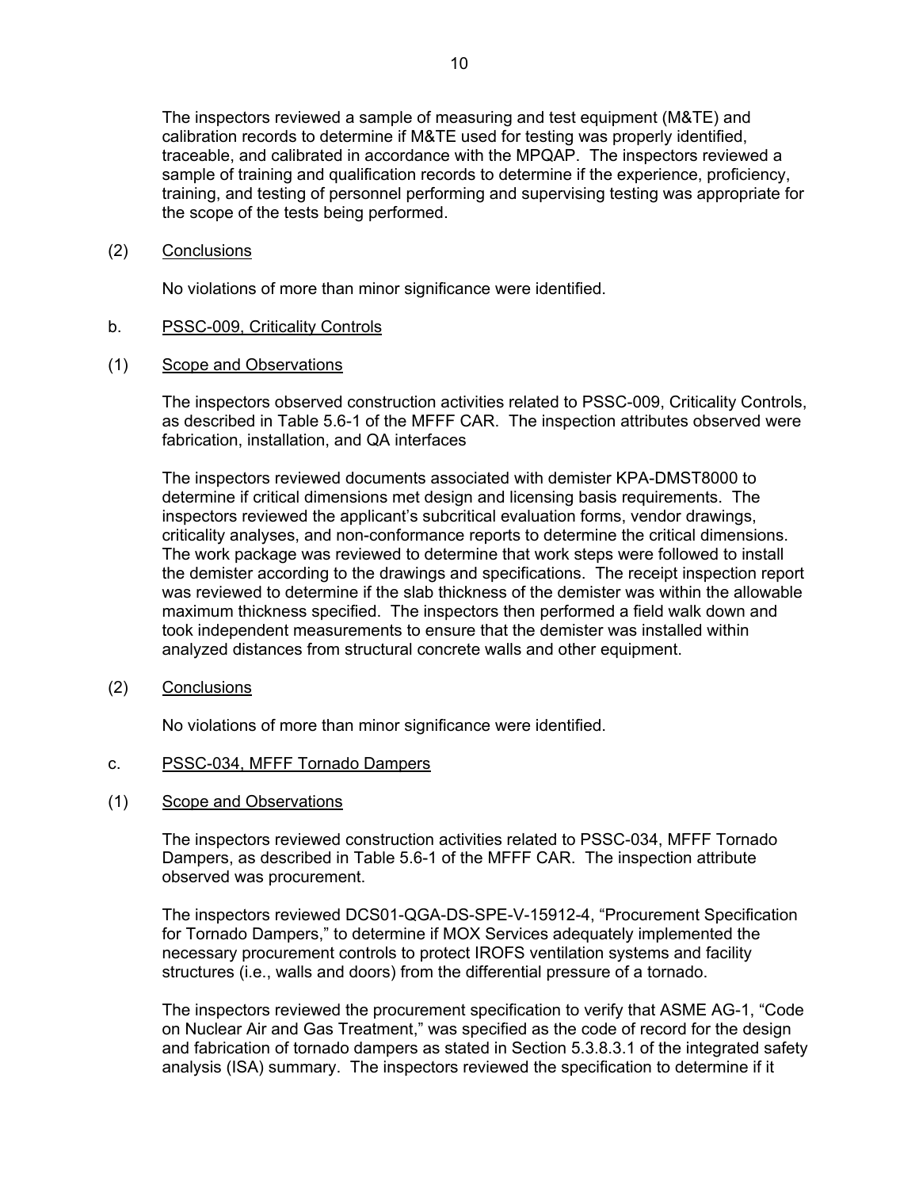The inspectors reviewed a sample of measuring and test equipment (M&TE) and calibration records to determine if M&TE used for testing was properly identified, traceable, and calibrated in accordance with the MPQAP. The inspectors reviewed a sample of training and qualification records to determine if the experience, proficiency, training, and testing of personnel performing and supervising testing was appropriate for the scope of the tests being performed.

(2) Conclusions

No violations of more than minor significance were identified.

b. PSSC-009, Criticality Controls

(1) Scope and Observations

The inspectors observed construction activities related to PSSC-009, Criticality Controls, as described in Table 5.6-1 of the MFFF CAR. The inspection attributes observed were fabrication, installation, and QA interfaces

The inspectors reviewed documents associated with demister KPA-DMST8000 to determine if critical dimensions met design and licensing basis requirements. The inspectors reviewed the applicant's subcritical evaluation forms, vendor drawings, criticality analyses, and non-conformance reports to determine the critical dimensions. The work package was reviewed to determine that work steps were followed to install the demister according to the drawings and specifications. The receipt inspection report was reviewed to determine if the slab thickness of the demister was within the allowable maximum thickness specified. The inspectors then performed a field walk down and took independent measurements to ensure that the demister was installed within analyzed distances from structural concrete walls and other equipment.

(2) Conclusions

No violations of more than minor significance were identified.

c. PSSC-034, MFFF Tornado Dampers

(1) Scope and Observations

The inspectors reviewed construction activities related to PSSC-034, MFFF Tornado Dampers, as described in Table 5.6-1 of the MFFF CAR. The inspection attribute observed was procurement.

The inspectors reviewed DCS01-QGA-DS-SPE-V-15912-4, "Procurement Specification for Tornado Dampers," to determine if MOX Services adequately implemented the necessary procurement controls to protect IROFS ventilation systems and facility structures (i.e., walls and doors) from the differential pressure of a tornado.

The inspectors reviewed the procurement specification to verify that ASME AG-1, "Code on Nuclear Air and Gas Treatment," was specified as the code of record for the design and fabrication of tornado dampers as stated in Section 5.3.8.3.1 of the integrated safety analysis (ISA) summary. The inspectors reviewed the specification to determine if it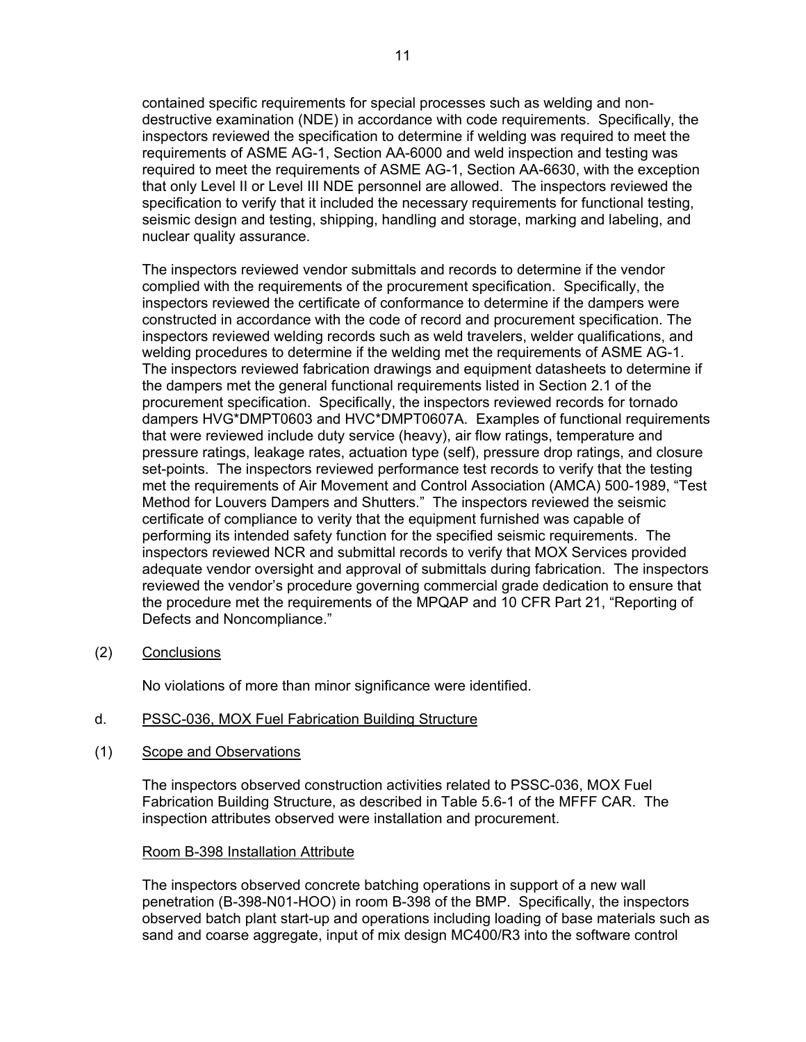contained specific requirements for special processes such as welding and non-destructive examination (NDE) in accordance with code requirements. Specifically, the inspectors reviewed the specification to determine if welding was required to meet the requirements of ASME AG-1, Section AA-6000 and weld inspection and testing was required to meet the requirements of ASME AG-1, Section AA-6630, with the exception that only Level II or Level III NDE personnel are allowed. The inspectors reviewed the specification to verify that it included the necessary requirements for functional testing, seismic design and testing, shipping, handling and storage, marking and labeling, and nuclear quality assurance.

The inspectors reviewed vendor submittals and records to determine if the vendor complied with the requirements of the procurement specification. Specifically, the inspectors reviewed the certificate of conformance to determine if the dampers were constructed in accordance with the code of record and procurement specification. The inspectors reviewed welding records such as weld travelers, welder qualifications, and welding procedures to determine if the welding met the requirements of ASME AG-1. The inspectors reviewed fabrication drawings and equipment datasheets to determine if the dampers met the general functional requirements listed in Section 2.1 of the procurement specification. Specifically, the inspectors reviewed records for tornado dampers HVG*DMPT0603 and HVC*DMPT0607A. Examples of functional requirements that were reviewed include duty service (heavy), air flow ratings, temperature and pressure ratings, leakage rates, actuation type (self), pressure drop ratings, and closure set-points. The inspectors reviewed performance test records to verify that the testing met the requirements of Air Movement and Control Association (AMCA) 500-1989, "Test Method for Louvers Dampers and Shutters." The inspectors reviewed the seismic certificate of compliance to verity that the equipment furnished was capable of performing its intended safety function for the specified seismic requirements. The inspectors reviewed NCR and submittal records to verify that MOX Services provided adequate vendor oversight and approval of submittals during fabrication. The inspectors reviewed the vendor's procedure governing commercial grade dedication to ensure that the procedure met the requirements of the MPQAP and 10 CFR Part 21, "Reporting of Defects and Noncompliance."

(2) Conclusions

No violations of more than minor significance were identified.

d. PSSC-036, MOX Fuel Fabrication Building Structure

(1) Scope and Observations

The inspectors observed construction activities related to PSSC-036, MOX Fuel Fabrication Building Structure, as described in Table 5.6-1 of the MFFF CAR. The inspection attributes observed were installation and procurement.

Room B-398 Installation Attribute

The inspectors observed concrete batching operations in support of a new wall penetration (B-398-N01-HOO) in room B-398 of the BMP. Specifically, the inspectors observed batch plant start-up and operations including loading of base materials such as sand and coarse aggregate, input of mix design MC400/R3 into the software control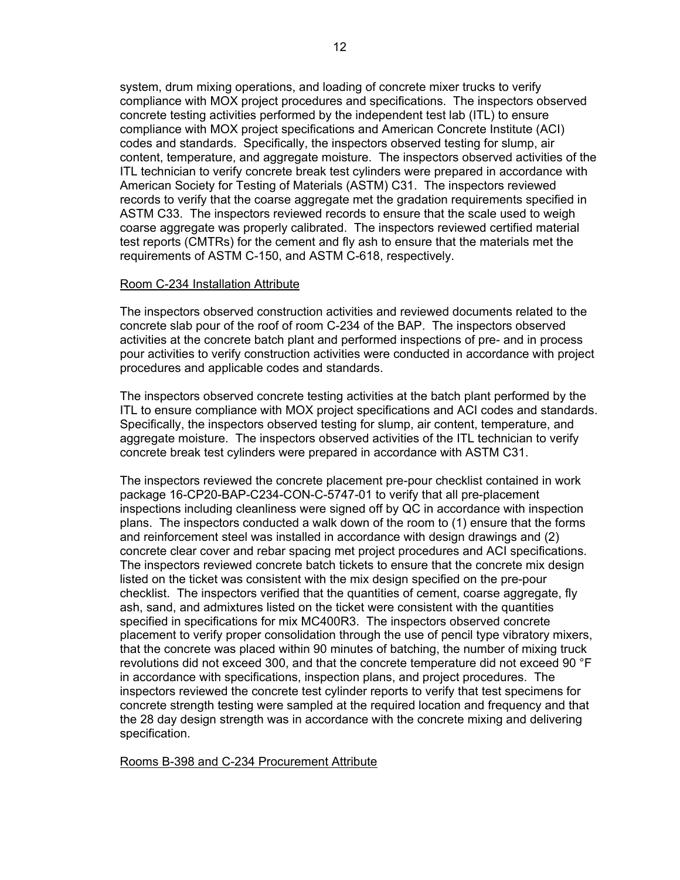system, drum mixing operations, and loading of concrete mixer trucks to verify compliance with MOX project procedures and specifications. The inspectors observed concrete testing activities performed by the independent test lab (ITL) to ensure compliance with MOX project specifications and American Concrete Institute (ACI) codes and standards. Specifically, the inspectors observed testing for slump, air content, temperature, and aggregate moisture. The inspectors observed activities of the ITL technician to verify concrete break test cylinders were prepared in accordance with American Society for Testing of Materials (ASTM) C31. The inspectors reviewed records to verify that the coarse aggregate met the gradation requirements specified in ASTM C33. The inspectors reviewed records to ensure that the scale used to weigh coarse aggregate was properly calibrated. The inspectors reviewed certified material test reports (CMTRs) for the cement and fly ash to ensure that the materials met the requirements of ASTM C-150, and ASTM C-618, respectively.

<u>Room C-234 Installation Attribute</u>

The inspectors observed construction activities and reviewed documents related to the concrete slab pour of the roof of room C-234 of the BAP. The inspectors observed activities at the concrete batch plant and performed inspections of pre- and in process pour activities to verify construction activities were conducted in accordance with project procedures and applicable codes and standards.

The inspectors observed concrete testing activities at the batch plant performed by the ITL to ensure compliance with MOX project specifications and ACI codes and standards. Specifically, the inspectors observed testing for slump, air content, temperature, and aggregate moisture. The inspectors observed activities of the ITL technician to verify concrete break test cylinders were prepared in accordance with ASTM C31.

The inspectors reviewed the concrete placement pre-pour checklist contained in work package 16-CP20-BAP-C234-CON-C-5747-01 to verify that all pre-placement inspections including cleanliness were signed off by QC in accordance with inspection plans. The inspectors conducted a walk down of the room to (1) ensure that the forms and reinforcement steel was installed in accordance with design drawings and (2) concrete clear cover and rebar spacing met project procedures and ACI specifications. The inspectors reviewed concrete batch tickets to ensure that the concrete mix design listed on the ticket was consistent with the mix design specified on the pre-pour checklist. The inspectors verified that the quantities of cement, coarse aggregate, fly ash, sand, and admixtures listed on the ticket were consistent with the quantities specified in specifications for mix MC400R3. The inspectors observed concrete placement to verify proper consolidation through the use of pencil type vibratory mixers, that the concrete was placed within 90 minutes of batching, the number of mixing truck revolutions did not exceed 300, and that the concrete temperature did not exceed 90 °F in accordance with specifications, inspection plans, and project procedures. The inspectors reviewed the concrete test cylinder reports to verify that test specimens for concrete strength testing were sampled at the required location and frequency and that the 28 day design strength was in accordance with the concrete mixing and delivering specification.

<u>Rooms B-398 and C-234 Procurement Attribute</u>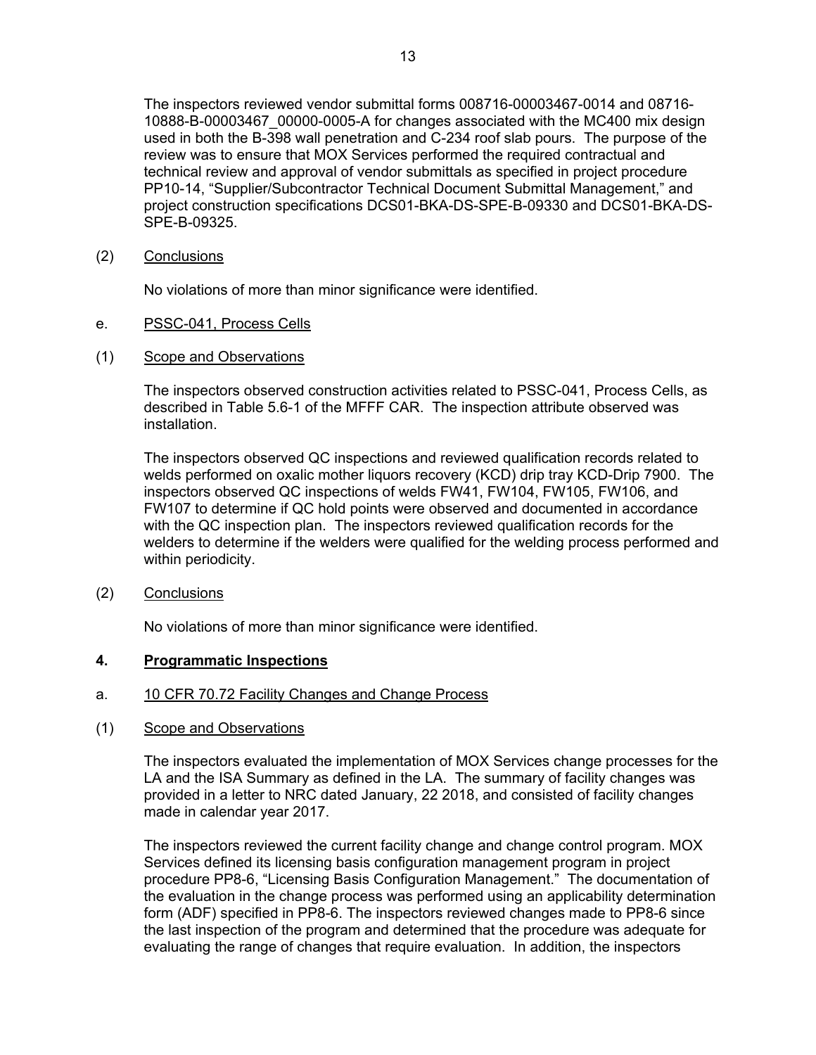The inspectors reviewed vendor submittal forms 008716-00003467-0014 and 08716-10888-B-00003467_00000-0005-A for changes associated with the MC400 mix design used in both the B-398 wall penetration and C-234 roof slab pours. The purpose of the review was to ensure that MOX Services performed the required contractual and technical review and approval of vendor submittals as specified in project procedure PP10-14, "Supplier/Subcontractor Technical Document Submittal Management," and project construction specifications DCS01-BKA-DS-SPE-B-09330 and DCS01-BKA-DS-SPE-B-09325.

(2) Conclusions

No violations of more than minor significance were identified.

e. PSSC-041, Process Cells

(1) Scope and Observations

The inspectors observed construction activities related to PSSC-041, Process Cells, as described in Table 5.6-1 of the MFFF CAR. The inspection attribute observed was installation.

The inspectors observed QC inspections and reviewed qualification records related to welds performed on oxalic mother liquors recovery (KCD) drip tray KCD-Drip 7900. The inspectors observed QC inspections of welds FW41, FW104, FW105, FW106, and FW107 to determine if QC hold points were observed and documented in accordance with the QC inspection plan. The inspectors reviewed qualification records for the welders to determine if the welders were qualified for the welding process performed and within periodicity.

(2) Conclusions

No violations of more than minor significance were identified.

## 4. Programmatic Inspections

a. 10 CFR 70.72 Facility Changes and Change Process

(1) Scope and Observations

The inspectors evaluated the implementation of MOX Services change processes for the LA and the ISA Summary as defined in the LA. The summary of facility changes was provided in a letter to NRC dated January, 22 2018, and consisted of facility changes made in calendar year 2017.

The inspectors reviewed the current facility change and change control program. MOX Services defined its licensing basis configuration management program in project procedure PP8-6, "Licensing Basis Configuration Management." The documentation of the evaluation in the change process was performed using an applicability determination form (ADF) specified in PP8-6. The inspectors reviewed changes made to PP8-6 since the last inspection of the program and determined that the procedure was adequate for evaluating the range of changes that require evaluation. In addition, the inspectors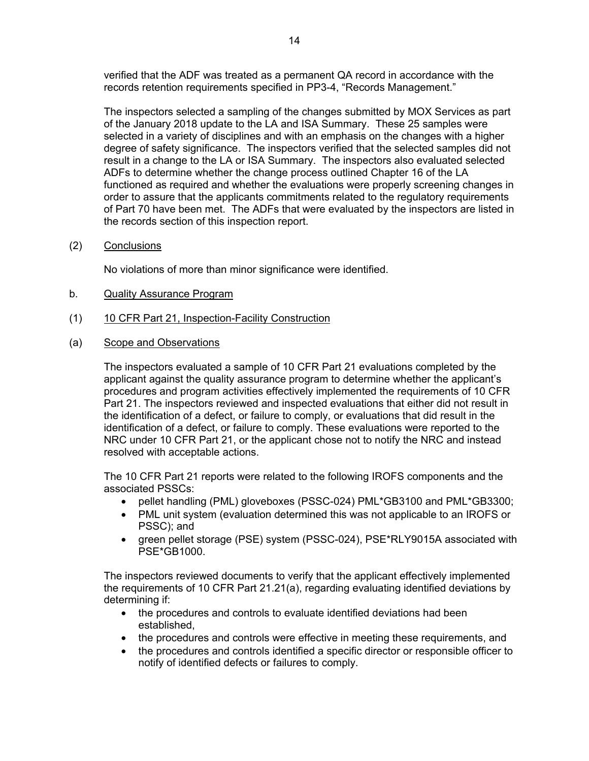verified that the ADF was treated as a permanent QA record in accordance with the records retention requirements specified in PP3-4, "Records Management."

The inspectors selected a sampling of the changes submitted by MOX Services as part of the January 2018 update to the LA and ISA Summary. These 25 samples were selected in a variety of disciplines and with an emphasis on the changes with a higher degree of safety significance. The inspectors verified that the selected samples did not result in a change to the LA or ISA Summary. The inspectors also evaluated selected ADFs to determine whether the change process outlined Chapter 16 of the LA functioned as required and whether the evaluations were properly screening changes in order to assure that the applicants commitments related to the regulatory requirements of Part 70 have been met. The ADFs that were evaluated by the inspectors are listed in the records section of this inspection report.

(2) Conclusions

No violations of more than minor significance were identified.

b. Quality Assurance Program

(1) 10 CFR Part 21, Inspection-Facility Construction

(a) Scope and Observations

The inspectors evaluated a sample of 10 CFR Part 21 evaluations completed by the applicant against the quality assurance program to determine whether the applicant's procedures and program activities effectively implemented the requirements of 10 CFR Part 21. The inspectors reviewed and inspected evaluations that either did not result in the identification of a defect, or failure to comply, or evaluations that did result in the identification of a defect, or failure to comply. These evaluations were reported to the NRC under 10 CFR Part 21, or the applicant chose not to notify the NRC and instead resolved with acceptable actions.

The 10 CFR Part 21 reports were related to the following IROFS components and the associated PSSCs:

- pellet handling (PML) gloveboxes (PSSC-024) PML*GB3100 and PML*GB3300;
- PML unit system (evaluation determined this was not applicable to an IROFS or PSSC); and
- green pellet storage (PSE) system (PSSC-024), PSE*RLY9015A associated with PSE*GB1000.

The inspectors reviewed documents to verify that the applicant effectively implemented the requirements of 10 CFR Part 21.21(a), regarding evaluating identified deviations by determining if:

- the procedures and controls to evaluate identified deviations had been established,
- the procedures and controls were effective in meeting these requirements, and
- the procedures and controls identified a specific director or responsible officer to notify of identified defects or failures to comply.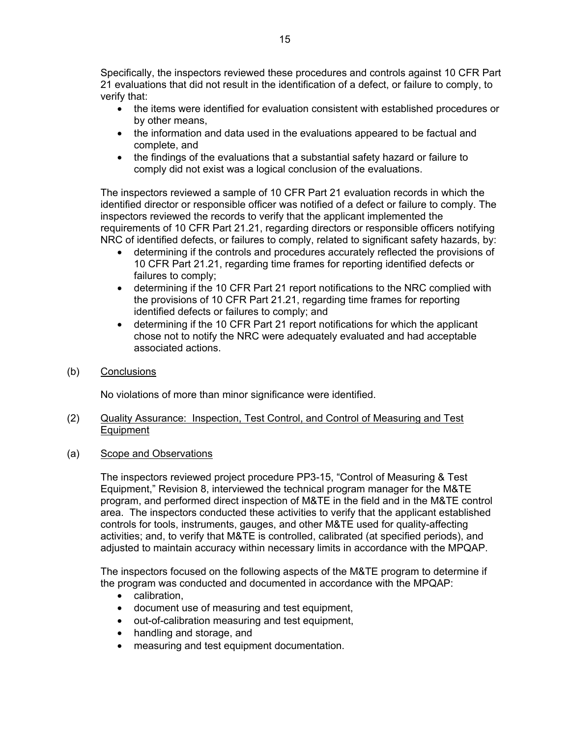Specifically, the inspectors reviewed these procedures and controls against 10 CFR Part 21 evaluations that did not result in the identification of a defect, or failure to comply, to verify that:

- the items were identified for evaluation consistent with established procedures or by other means,
- the information and data used in the evaluations appeared to be factual and complete, and
- the findings of the evaluations that a substantial safety hazard or failure to comply did not exist was a logical conclusion of the evaluations.

The inspectors reviewed a sample of 10 CFR Part 21 evaluation records in which the identified director or responsible officer was notified of a defect or failure to comply. The inspectors reviewed the records to verify that the applicant implemented the requirements of 10 CFR Part 21.21, regarding directors or responsible officers notifying NRC of identified defects, or failures to comply, related to significant safety hazards, by:

- determining if the controls and procedures accurately reflected the provisions of 10 CFR Part 21.21, regarding time frames for reporting identified defects or failures to comply;
- determining if the 10 CFR Part 21 report notifications to the NRC complied with the provisions of 10 CFR Part 21.21, regarding time frames for reporting identified defects or failures to comply; and
- determining if the 10 CFR Part 21 report notifications for which the applicant chose not to notify the NRC were adequately evaluated and had acceptable associated actions.

(b) Conclusions

No violations of more than minor significance were identified.

(2) Quality Assurance: Inspection, Test Control, and Control of Measuring and Test Equipment

(a) Scope and Observations

The inspectors reviewed project procedure PP3-15, "Control of Measuring & Test Equipment," Revision 8, interviewed the technical program manager for the M&TE program, and performed direct inspection of M&TE in the field and in the M&TE control area. The inspectors conducted these activities to verify that the applicant established controls for tools, instruments, gauges, and other M&TE used for quality-affecting activities; and, to verify that M&TE is controlled, calibrated (at specified periods), and adjusted to maintain accuracy within necessary limits in accordance with the MPQAP.

The inspectors focused on the following aspects of the M&TE program to determine if the program was conducted and documented in accordance with the MPQAP:

- calibration,
- document use of measuring and test equipment,
- out-of-calibration measuring and test equipment,
- handling and storage, and
- measuring and test equipment documentation.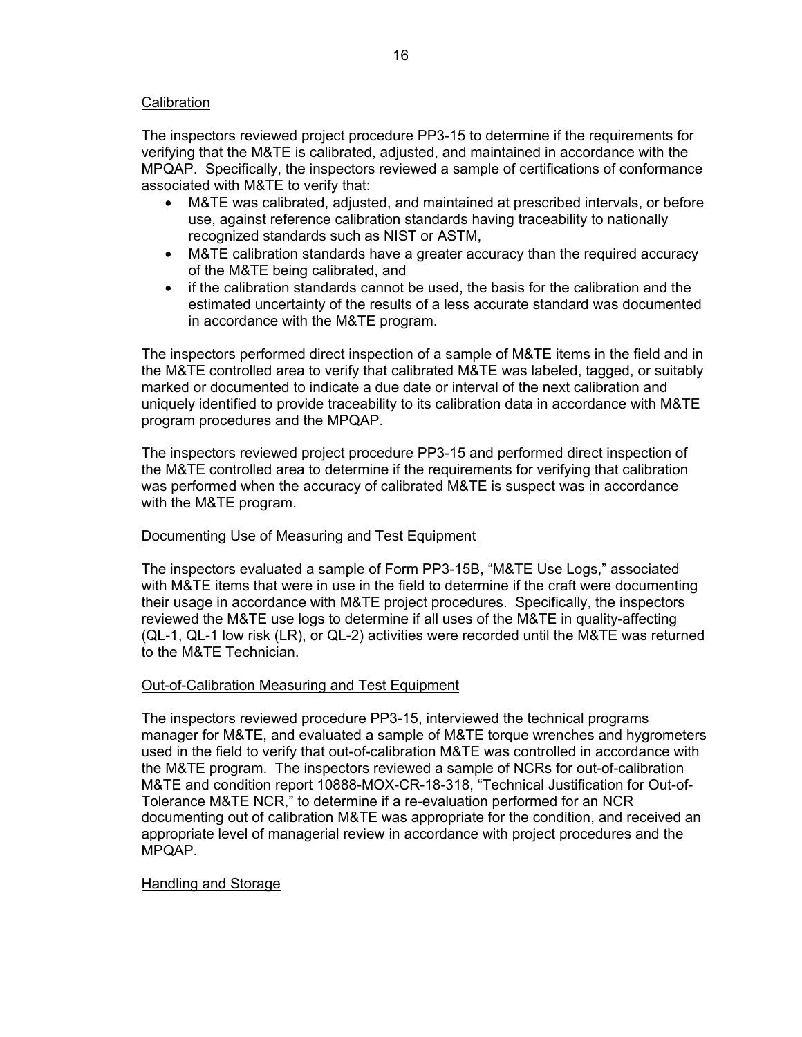Calibration

The inspectors reviewed project procedure PP3-15 to determine if the requirements for verifying that the M&TE is calibrated, adjusted, and maintained in accordance with the MPQAP. Specifically, the inspectors reviewed a sample of certifications of conformance associated with M&TE to verify that:

- M&TE was calibrated, adjusted, and maintained at prescribed intervals, or before use, against reference calibration standards having traceability to nationally recognized standards such as NIST or ASTM,
- M&TE calibration standards have a greater accuracy than the required accuracy of the M&TE being calibrated, and
- if the calibration standards cannot be used, the basis for the calibration and the estimated uncertainty of the results of a less accurate standard was documented in accordance with the M&TE program.

The inspectors performed direct inspection of a sample of M&TE items in the field and in the M&TE controlled area to verify that calibrated M&TE was labeled, tagged, or suitably marked or documented to indicate a due date or interval of the next calibration and uniquely identified to provide traceability to its calibration data in accordance with M&TE program procedures and the MPQAP.

The inspectors reviewed project procedure PP3-15 and performed direct inspection of the M&TE controlled area to determine if the requirements for verifying that calibration was performed when the accuracy of calibrated M&TE is suspect was in accordance with the M&TE program.

Documenting Use of Measuring and Test Equipment

The inspectors evaluated a sample of Form PP3-15B, "M&TE Use Logs," associated with M&TE items that were in use in the field to determine if the craft were documenting their usage in accordance with M&TE project procedures. Specifically, the inspectors reviewed the M&TE use logs to determine if all uses of the M&TE in quality-affecting (QL-1, QL-1 low risk (LR), or QL-2) activities were recorded until the M&TE was returned to the M&TE Technician.

Out-of-Calibration Measuring and Test Equipment

The inspectors reviewed procedure PP3-15, interviewed the technical programs manager for M&TE, and evaluated a sample of M&TE torque wrenches and hygrometers used in the field to verify that out-of-calibration M&TE was controlled in accordance with the M&TE program. The inspectors reviewed a sample of NCRs for out-of-calibration M&TE and condition report 10888-MOX-CR-18-318, "Technical Justification for Out-of-Tolerance M&TE NCR," to determine if a re-evaluation performed for an NCR documenting out of calibration M&TE was appropriate for the condition, and received an appropriate level of managerial review in accordance with project procedures and the MPQAP.

Handling and Storage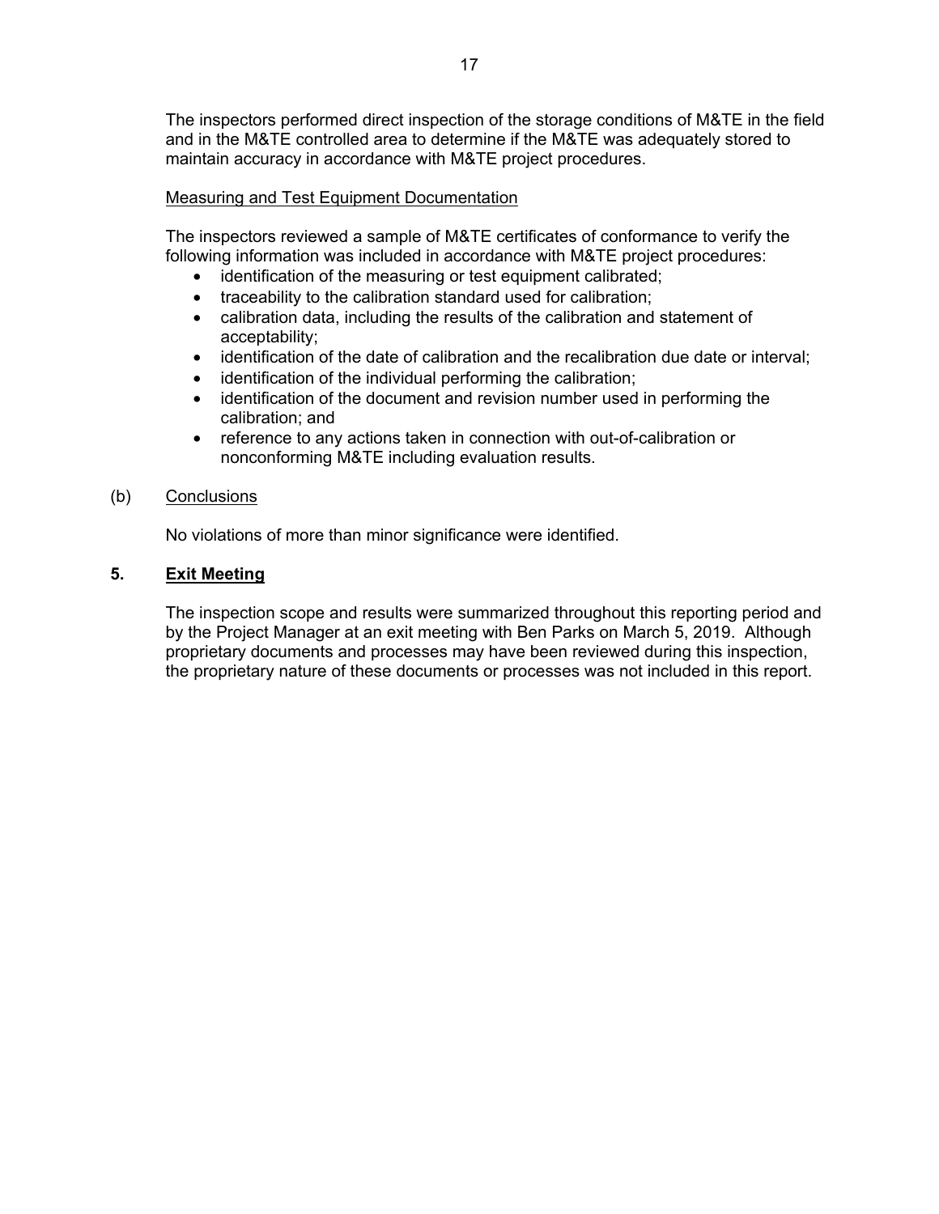The inspectors performed direct inspection of the storage conditions of M&TE in the field and in the M&TE controlled area to determine if the M&TE was adequately stored to maintain accuracy in accordance with M&TE project procedures.

Measuring and Test Equipment Documentation

The inspectors reviewed a sample of M&TE certificates of conformance to verify the following information was included in accordance with M&TE project procedures:

- identification of the measuring or test equipment calibrated;
- traceability to the calibration standard used for calibration;
- calibration data, including the results of the calibration and statement of acceptability;
- identification of the date of calibration and the recalibration due date or interval;
- identification of the individual performing the calibration;
- identification of the document and revision number used in performing the calibration; and
- reference to any actions taken in connection with out-of-calibration or nonconforming M&TE including evaluation results.

(b) Conclusions

No violations of more than minor significance were identified.

## 5. Exit Meeting

The inspection scope and results were summarized throughout this reporting period and by the Project Manager at an exit meeting with Ben Parks on March 5, 2019. Although proprietary documents and processes may have been reviewed during this inspection, the proprietary nature of these documents or processes was not included in this report.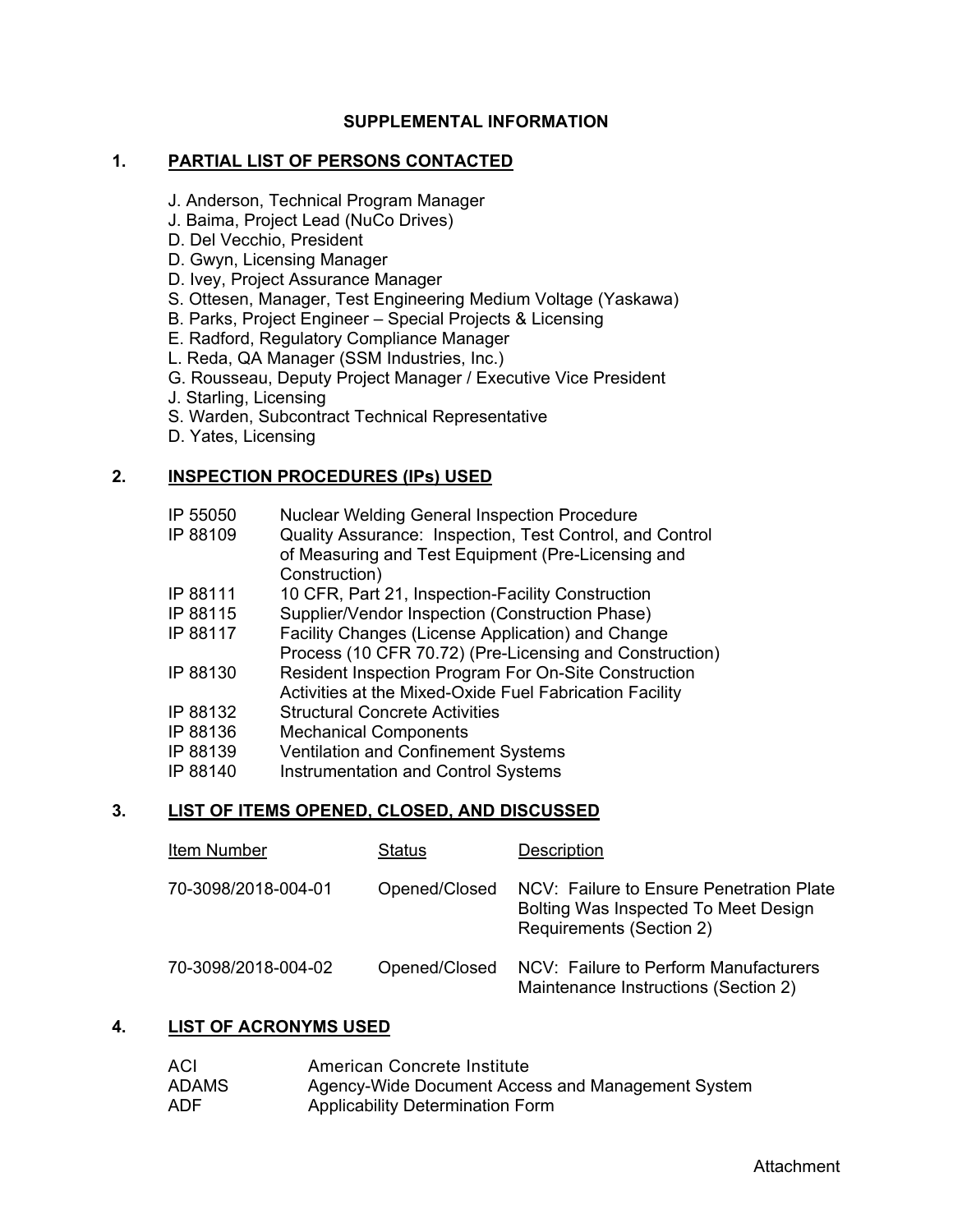# SUPPLEMENTAL INFORMATION

## 1. PARTIAL LIST OF PERSONS CONTACTED

J. Anderson, Technical Program Manager
J. Baima, Project Lead (NuCo Drives)
D. Del Vecchio, President
D. Gwyn, Licensing Manager
D. Ivey, Project Assurance Manager
S. Ottesen, Manager, Test Engineering Medium Voltage (Yaskawa)
B. Parks, Project Engineer – Special Projects & Licensing
E. Radford, Regulatory Compliance Manager
L. Reda, QA Manager (SSM Industries, Inc.)
G. Rousseau, Deputy Project Manager / Executive Vice President
J. Starling, Licensing
S. Warden, Subcontract Technical Representative
D. Yates, Licensing

## 2. INSPECTION PROCEDURES (IPs) USED

| | |
|---|---|
| IP 55050 | Nuclear Welding General Inspection Procedure |
| IP 88109 | Quality Assurance: Inspection, Test Control, and Control of Measuring and Test Equipment (Pre-Licensing and Construction) |
| IP 88111 | 10 CFR, Part 21, Inspection-Facility Construction |
| IP 88115 | Supplier/Vendor Inspection (Construction Phase) |
| IP 88117 | Facility Changes (License Application) and Change Process (10 CFR 70.72) (Pre-Licensing and Construction) |
| IP 88130 | Resident Inspection Program For On-Site Construction Activities at the Mixed-Oxide Fuel Fabrication Facility |
| IP 88132 | Structural Concrete Activities |
| IP 88136 | Mechanical Components |
| IP 88139 | Ventilation and Confinement Systems |
| IP 88140 | Instrumentation and Control Systems |

## 3. LIST OF ITEMS OPENED, CLOSED, AND DISCUSSED

| Item Number | Status | Description |
|---|---|---|
| 70-3098/2018-004-01 | Opened/Closed | NCV: Failure to Ensure Penetration Plate Bolting Was Inspected To Meet Design Requirements (Section 2) |
| 70-3098/2018-004-02 | Opened/Closed | NCV: Failure to Perform Manufacturers Maintenance Instructions (Section 2) |

## 4. LIST OF ACRONYMS USED

| | |
|---|---|
| ACI | American Concrete Institute |
| ADAMS | Agency-Wide Document Access and Management System |
| ADF | Applicability Determination Form |

Attachment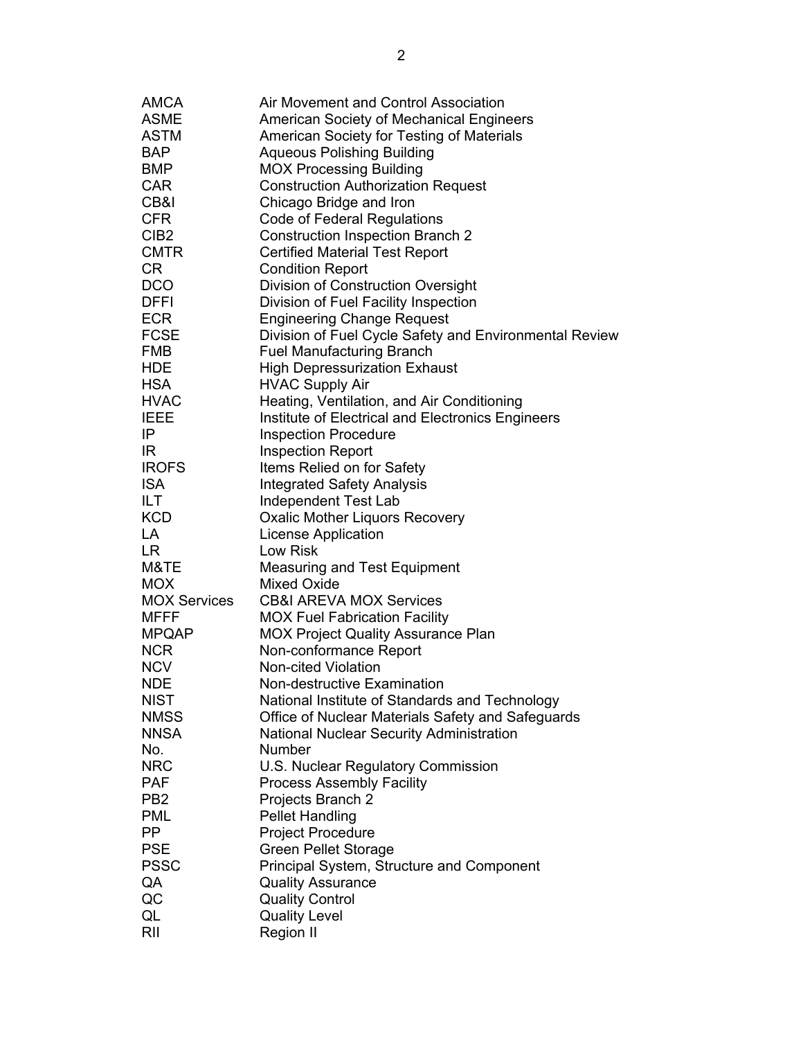| | |
|---|---|
| AMCA | Air Movement and Control Association |
| ASME | American Society of Mechanical Engineers |
| ASTM | American Society for Testing of Materials |
| BAP | Aqueous Polishing Building |
| BMP | MOX Processing Building |
| CAR | Construction Authorization Request |
| CB&I | Chicago Bridge and Iron |
| CFR | Code of Federal Regulations |
| CIB2 | Construction Inspection Branch 2 |
| CMTR | Certified Material Test Report |
| CR | Condition Report |
| DCO | Division of Construction Oversight |
| DFFI | Division of Fuel Facility Inspection |
| ECR | Engineering Change Request |
| FCSE | Division of Fuel Cycle Safety and Environmental Review |
| FMB | Fuel Manufacturing Branch |
| HDE | High Depressurization Exhaust |
| HSA | HVAC Supply Air |
| HVAC | Heating, Ventilation, and Air Conditioning |
| IEEE | Institute of Electrical and Electronics Engineers |
| IP | Inspection Procedure |
| IR | Inspection Report |
| IROFS | Items Relied on for Safety |
| ISA | Integrated Safety Analysis |
| ILT | Independent Test Lab |
| KCD | Oxalic Mother Liquors Recovery |
| LA | License Application |
| LR | Low Risk |
| M&TE | Measuring and Test Equipment |
| MOX | Mixed Oxide |
| MOX Services | CB&I AREVA MOX Services |
| MFFF | MOX Fuel Fabrication Facility |
| MPQAP | MOX Project Quality Assurance Plan |
| NCR | Non-conformance Report |
| NCV | Non-cited Violation |
| NDE | Non-destructive Examination |
| NIST | National Institute of Standards and Technology |
| NMSS | Office of Nuclear Materials Safety and Safeguards |
| NNSA | National Nuclear Security Administration |
| No. | Number |
| NRC | U.S. Nuclear Regulatory Commission |
| PAF | Process Assembly Facility |
| PB2 | Projects Branch 2 |
| PML | Pellet Handling |
| PP | Project Procedure |
| PSE | Green Pellet Storage |
| PSSC | Principal System, Structure and Component |
| QA | Quality Assurance |
| QC | Quality Control |
| QL | Quality Level |
| RII | Region II |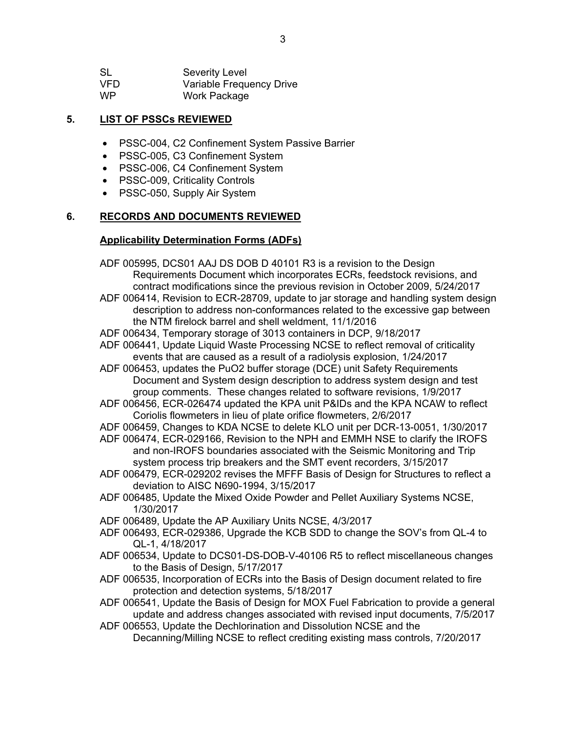| SL | Severity Level |
|---|---|
| VFD | Variable Frequency Drive |
| WP | Work Package |

## 5. LIST OF PSSCs REVIEWED

- PSSC-004, C2 Confinement System Passive Barrier
- PSSC-005, C3 Confinement System
- PSSC-006, C4 Confinement System
- PSSC-009, Criticality Controls
- PSSC-050, Supply Air System

## 6. RECORDS AND DOCUMENTS REVIEWED

### Applicability Determination Forms (ADFs)

ADF 005995, DCS01 AAJ DS DOB D 40101 R3 is a revision to the Design Requirements Document which incorporates ECRs, feedstock revisions, and contract modifications since the previous revision in October 2009, 5/24/2017

ADF 006414, Revision to ECR-28709, update to jar storage and handling system design description to address non-conformances related to the excessive gap between the NTM firelock barrel and shell weldment, 11/1/2016

ADF 006434, Temporary storage of 3013 containers in DCP, 9/18/2017

ADF 006441, Update Liquid Waste Processing NCSE to reflect removal of criticality events that are caused as a result of a radiolysis explosion, 1/24/2017

ADF 006453, updates the PuO2 buffer storage (DCE) unit Safety Requirements Document and System design description to address system design and test group comments. These changes related to software revisions, 1/9/2017

ADF 006456, ECR-026474 updated the KPA unit P&IDs and the KPA NCAW to reflect Coriolis flowmeters in lieu of plate orifice flowmeters, 2/6/2017

ADF 006459, Changes to KDA NCSE to delete KLO unit per DCR-13-0051, 1/30/2017

ADF 006474, ECR-029166, Revision to the NPH and EMMH NSE to clarify the IROFS and non-IROFS boundaries associated with the Seismic Monitoring and Trip system process trip breakers and the SMT event recorders, 3/15/2017

ADF 006479, ECR-029202 revises the MFFF Basis of Design for Structures to reflect a deviation to AISC N690-1994, 3/15/2017

ADF 006485, Update the Mixed Oxide Powder and Pellet Auxiliary Systems NCSE, 1/30/2017

ADF 006489, Update the AP Auxiliary Units NCSE, 4/3/2017

ADF 006493, ECR-029386, Upgrade the KCB SDD to change the SOV's from QL-4 to QL-1, 4/18/2017

ADF 006534, Update to DCS01-DS-DOB-V-40106 R5 to reflect miscellaneous changes to the Basis of Design, 5/17/2017

ADF 006535, Incorporation of ECRs into the Basis of Design document related to fire protection and detection systems, 5/18/2017

ADF 006541, Update the Basis of Design for MOX Fuel Fabrication to provide a general update and address changes associated with revised input documents, 7/5/2017

ADF 006553, Update the Dechlorination and Dissolution NCSE and the Decanning/Milling NCSE to reflect crediting existing mass controls, 7/20/2017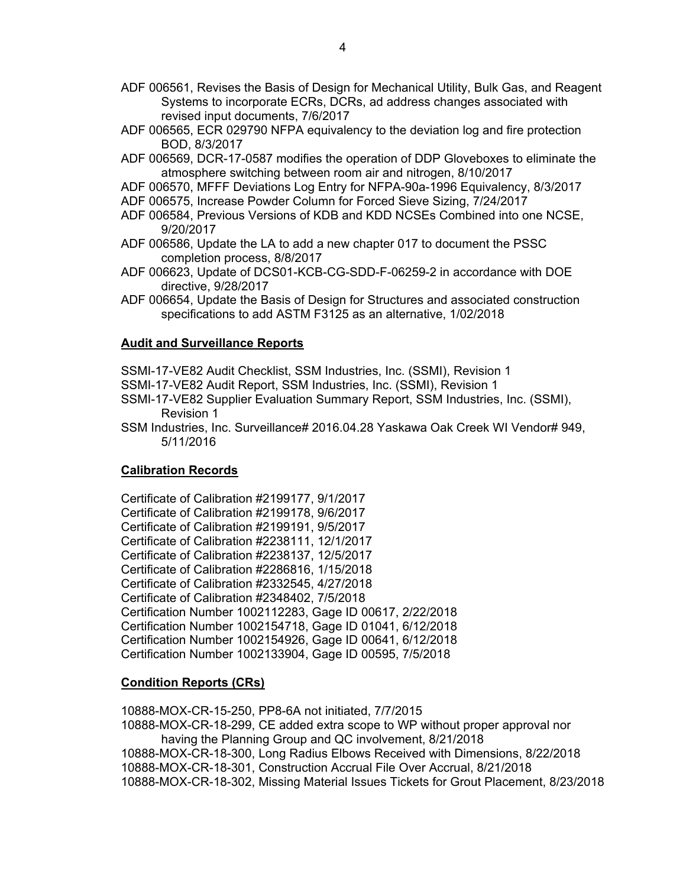ADF 006561, Revises the Basis of Design for Mechanical Utility, Bulk Gas, and Reagent Systems to incorporate ECRs, DCRs, ad address changes associated with revised input documents, 7/6/2017

ADF 006565, ECR 029790 NFPA equivalency to the deviation log and fire protection BOD, 8/3/2017

ADF 006569, DCR-17-0587 modifies the operation of DDP Gloveboxes to eliminate the atmosphere switching between room air and nitrogen, 8/10/2017

ADF 006570, MFFF Deviations Log Entry for NFPA-90a-1996 Equivalency, 8/3/2017

ADF 006575, Increase Powder Column for Forced Sieve Sizing, 7/24/2017

ADF 006584, Previous Versions of KDB and KDD NCSEs Combined into one NCSE, 9/20/2017

ADF 006586, Update the LA to add a new chapter 017 to document the PSSC completion process, 8/8/2017

ADF 006623, Update of DCS01-KCB-CG-SDD-F-06259-2 in accordance with DOE directive, 9/28/2017

ADF 006654, Update the Basis of Design for Structures and associated construction specifications to add ASTM F3125 as an alternative, 1/02/2018

**Audit and Surveillance Reports**

SSMI-17-VE82 Audit Checklist, SSM Industries, Inc. (SSMI), Revision 1

SSMI-17-VE82 Audit Report, SSM Industries, Inc. (SSMI), Revision 1

SSMI-17-VE82 Supplier Evaluation Summary Report, SSM Industries, Inc. (SSMI), Revision 1

SSM Industries, Inc. Surveillance# 2016.04.28 Yaskawa Oak Creek WI Vendor# 949, 5/11/2016

**Calibration Records**

Certificate of Calibration #2199177, 9/1/2017

Certificate of Calibration #2199178, 9/6/2017

Certificate of Calibration #2199191, 9/5/2017

Certificate of Calibration #2238111, 12/1/2017

Certificate of Calibration #2238137, 12/5/2017

Certificate of Calibration #2286816, 1/15/2018

Certificate of Calibration #2332545, 4/27/2018

Certificate of Calibration #2348402, 7/5/2018

Certification Number 1002112283, Gage ID 00617, 2/22/2018

Certification Number 1002154718, Gage ID 01041, 6/12/2018

Certification Number 1002154926, Gage ID 00641, 6/12/2018

Certification Number 1002133904, Gage ID 00595, 7/5/2018

**Condition Reports (CRs)**

10888-MOX-CR-15-250, PP8-6A not initiated, 7/7/2015

10888-MOX-CR-18-299, CE added extra scope to WP without proper approval nor having the Planning Group and QC involvement, 8/21/2018

10888-MOX-CR-18-300, Long Radius Elbows Received with Dimensions, 8/22/2018

10888-MOX-CR-18-301, Construction Accrual File Over Accrual, 8/21/2018

10888-MOX-CR-18-302, Missing Material Issues Tickets for Grout Placement, 8/23/2018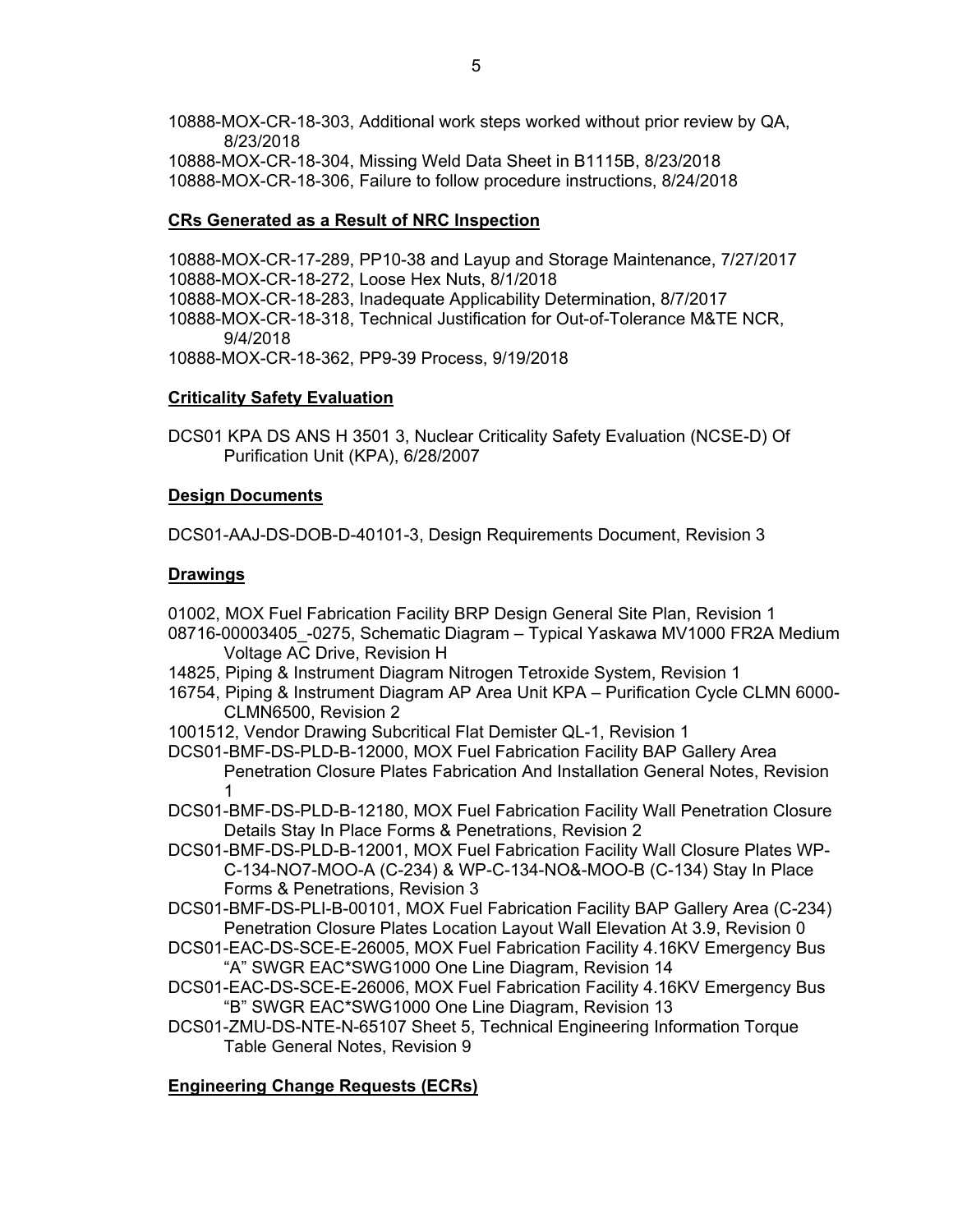10888-MOX-CR-18-303, Additional work steps worked without prior review by QA, 8/23/2018
10888-MOX-CR-18-304, Missing Weld Data Sheet in B1115B, 8/23/2018
10888-MOX-CR-18-306, Failure to follow procedure instructions, 8/24/2018

**CRs Generated as a Result of NRC Inspection**

10888-MOX-CR-17-289, PP10-38 and Layup and Storage Maintenance, 7/27/2017
10888-MOX-CR-18-272, Loose Hex Nuts, 8/1/2018
10888-MOX-CR-18-283, Inadequate Applicability Determination, 8/7/2017
10888-MOX-CR-18-318, Technical Justification for Out-of-Tolerance M&TE NCR, 9/4/2018
10888-MOX-CR-18-362, PP9-39 Process, 9/19/2018

**Criticality Safety Evaluation**

DCS01 KPA DS ANS H 3501 3, Nuclear Criticality Safety Evaluation (NCSE-D) Of Purification Unit (KPA), 6/28/2007

**Design Documents**

DCS01-AAJ-DS-DOB-D-40101-3, Design Requirements Document, Revision 3

**Drawings**

01002, MOX Fuel Fabrication Facility BRP Design General Site Plan, Revision 1
08716-00003405_-0275, Schematic Diagram – Typical Yaskawa MV1000 FR2A Medium Voltage AC Drive, Revision H
14825, Piping & Instrument Diagram Nitrogen Tetroxide System, Revision 1
16754, Piping & Instrument Diagram AP Area Unit KPA – Purification Cycle CLMN 6000-CLMN6500, Revision 2
1001512, Vendor Drawing Subcritical Flat Demister QL-1, Revision 1
DCS01-BMF-DS-PLD-B-12000, MOX Fuel Fabrication Facility BAP Gallery Area Penetration Closure Plates Fabrication And Installation General Notes, Revision 1
DCS01-BMF-DS-PLD-B-12180, MOX Fuel Fabrication Facility Wall Penetration Closure Details Stay In Place Forms & Penetrations, Revision 2
DCS01-BMF-DS-PLD-B-12001, MOX Fuel Fabrication Facility Wall Closure Plates WP-C-134-NO7-MOO-A (C-234) & WP-C-134-NO&-MOO-B (C-134) Stay In Place Forms & Penetrations, Revision 3
DCS01-BMF-DS-PLI-B-00101, MOX Fuel Fabrication Facility BAP Gallery Area (C-234) Penetration Closure Plates Location Layout Wall Elevation At 3.9, Revision 0
DCS01-EAC-DS-SCE-E-26005, MOX Fuel Fabrication Facility 4.16KV Emergency Bus "A" SWGR EAC*SWG1000 One Line Diagram, Revision 14
DCS01-EAC-DS-SCE-E-26006, MOX Fuel Fabrication Facility 4.16KV Emergency Bus "B" SWGR EAC*SWG1000 One Line Diagram, Revision 13
DCS01-ZMU-DS-NTE-N-65107 Sheet 5, Technical Engineering Information Torque Table General Notes, Revision 9

**Engineering Change Requests (ECRs)**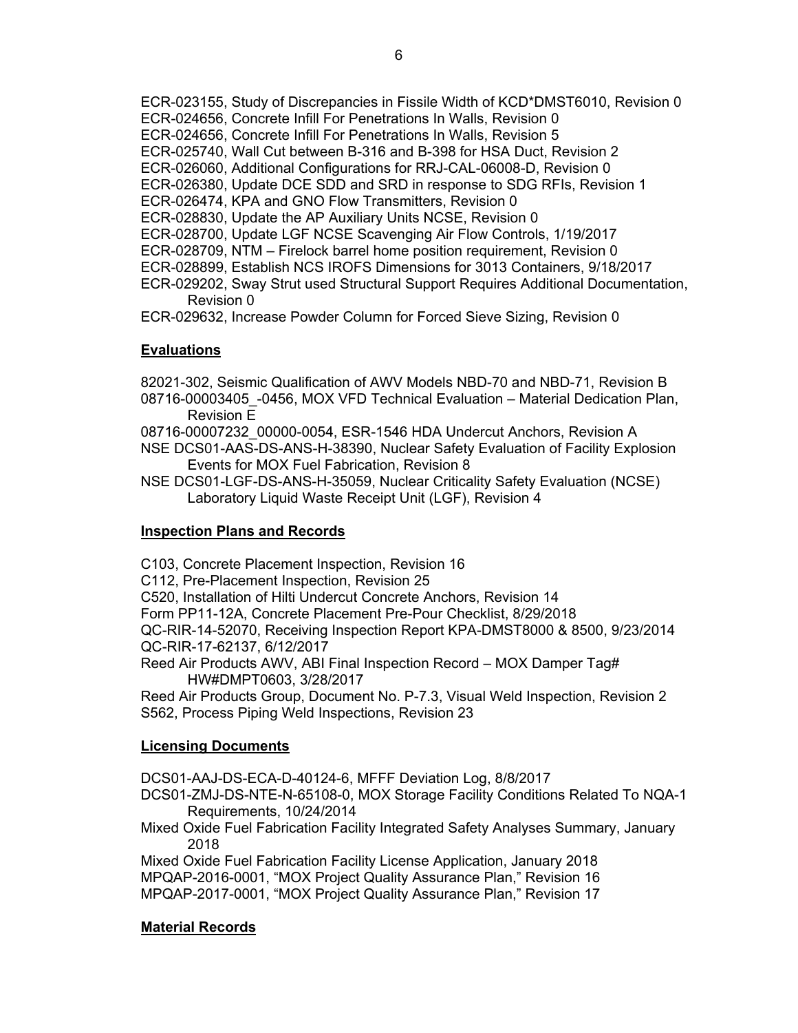ECR-023155, Study of Discrepancies in Fissile Width of KCD*DMST6010, Revision 0
ECR-024656, Concrete Infill For Penetrations In Walls, Revision 0
ECR-024656, Concrete Infill For Penetrations In Walls, Revision 5
ECR-025740, Wall Cut between B-316 and B-398 for HSA Duct, Revision 2
ECR-026060, Additional Configurations for RRJ-CAL-06008-D, Revision 0
ECR-026380, Update DCE SDD and SRD in response to SDG RFIs, Revision 1
ECR-026474, KPA and GNO Flow Transmitters, Revision 0
ECR-028830, Update the AP Auxiliary Units NCSE, Revision 0
ECR-028700, Update LGF NCSE Scavenging Air Flow Controls, 1/19/2017
ECR-028709, NTM – Firelock barrel home position requirement, Revision 0
ECR-028899, Establish NCS IROFS Dimensions for 3013 Containers, 9/18/2017
ECR-029202, Sway Strut used Structural Support Requires Additional Documentation, Revision 0
ECR-029632, Increase Powder Column for Forced Sieve Sizing, Revision 0

**Evaluations**

82021-302, Seismic Qualification of AWV Models NBD-70 and NBD-71, Revision B
08716-00003405_-0456, MOX VFD Technical Evaluation – Material Dedication Plan, Revision E
08716-00007232_00000-0054, ESR-1546 HDA Undercut Anchors, Revision A
NSE DCS01-AAS-DS-ANS-H-38390, Nuclear Safety Evaluation of Facility Explosion Events for MOX Fuel Fabrication, Revision 8
NSE DCS01-LGF-DS-ANS-H-35059, Nuclear Criticality Safety Evaluation (NCSE) Laboratory Liquid Waste Receipt Unit (LGF), Revision 4

**Inspection Plans and Records**

C103, Concrete Placement Inspection, Revision 16
C112, Pre-Placement Inspection, Revision 25
C520, Installation of Hilti Undercut Concrete Anchors, Revision 14
Form PP11-12A, Concrete Placement Pre-Pour Checklist, 8/29/2018
QC-RIR-14-52070, Receiving Inspection Report KPA-DMST8000 & 8500, 9/23/2014
QC-RIR-17-62137, 6/12/2017
Reed Air Products AWV, ABI Final Inspection Record – MOX Damper Tag# HW#DMPT0603, 3/28/2017
Reed Air Products Group, Document No. P-7.3, Visual Weld Inspection, Revision 2
S562, Process Piping Weld Inspections, Revision 23

**Licensing Documents**

DCS01-AAJ-DS-ECA-D-40124-6, MFFF Deviation Log, 8/8/2017
DCS01-ZMJ-DS-NTE-N-65108-0, MOX Storage Facility Conditions Related To NQA-1 Requirements, 10/24/2014
Mixed Oxide Fuel Fabrication Facility Integrated Safety Analyses Summary, January 2018
Mixed Oxide Fuel Fabrication Facility License Application, January 2018
MPQAP-2016-0001, "MOX Project Quality Assurance Plan," Revision 16
MPQAP-2017-0001, "MOX Project Quality Assurance Plan," Revision 17

**Material Records**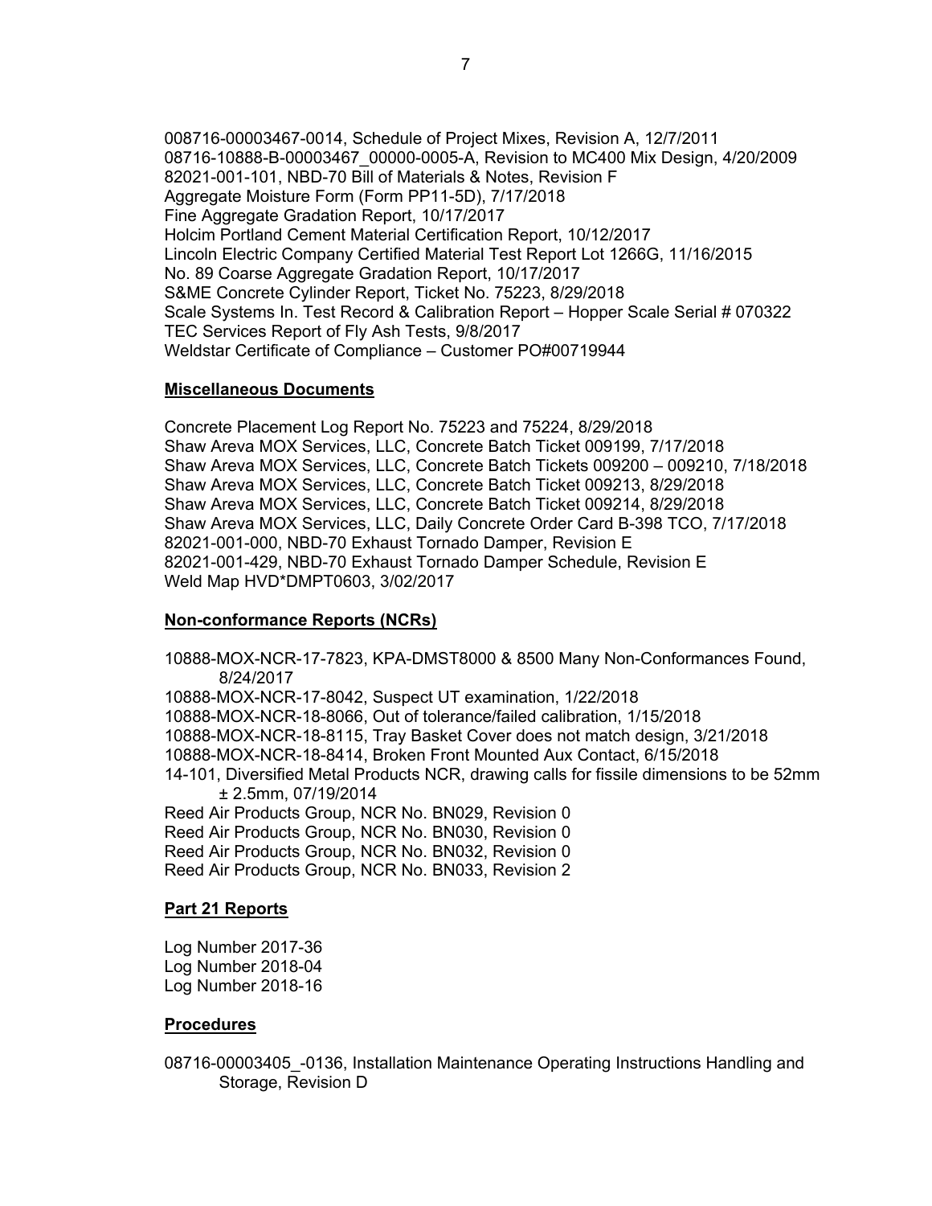008716-00003467-0014, Schedule of Project Mixes, Revision A, 12/7/2011
08716-10888-B-00003467_00000-0005-A, Revision to MC400 Mix Design, 4/20/2009
82021-001-101, NBD-70 Bill of Materials & Notes, Revision F
Aggregate Moisture Form (Form PP11-5D), 7/17/2018
Fine Aggregate Gradation Report, 10/17/2017
Holcim Portland Cement Material Certification Report, 10/12/2017
Lincoln Electric Company Certified Material Test Report Lot 1266G, 11/16/2015
No. 89 Coarse Aggregate Gradation Report, 10/17/2017
S&ME Concrete Cylinder Report, Ticket No. 75223, 8/29/2018
Scale Systems In. Test Record & Calibration Report – Hopper Scale Serial # 070322
TEC Services Report of Fly Ash Tests, 9/8/2017
Weldstar Certificate of Compliance – Customer PO#00719944

**Miscellaneous Documents**

Concrete Placement Log Report No. 75223 and 75224, 8/29/2018
Shaw Areva MOX Services, LLC, Concrete Batch Ticket 009199, 7/17/2018
Shaw Areva MOX Services, LLC, Concrete Batch Tickets 009200 – 009210, 7/18/2018
Shaw Areva MOX Services, LLC, Concrete Batch Ticket 009213, 8/29/2018
Shaw Areva MOX Services, LLC, Concrete Batch Ticket 009214, 8/29/2018
Shaw Areva MOX Services, LLC, Daily Concrete Order Card B-398 TCO, 7/17/2018
82021-001-000, NBD-70 Exhaust Tornado Damper, Revision E
82021-001-429, NBD-70 Exhaust Tornado Damper Schedule, Revision E
Weld Map HVD*DMPT0603, 3/02/2017

**Non-conformance Reports (NCRs)**

10888-MOX-NCR-17-7823, KPA-DMST8000 & 8500 Many Non-Conformances Found, 8/24/2017
10888-MOX-NCR-17-8042, Suspect UT examination, 1/22/2018
10888-MOX-NCR-18-8066, Out of tolerance/failed calibration, 1/15/2018
10888-MOX-NCR-18-8115, Tray Basket Cover does not match design, 3/21/2018
10888-MOX-NCR-18-8414, Broken Front Mounted Aux Contact, 6/15/2018
14-101, Diversified Metal Products NCR, drawing calls for fissile dimensions to be 52mm ± 2.5mm, 07/19/2014
Reed Air Products Group, NCR No. BN029, Revision 0
Reed Air Products Group, NCR No. BN030, Revision 0
Reed Air Products Group, NCR No. BN032, Revision 0
Reed Air Products Group, NCR No. BN033, Revision 2

**Part 21 Reports**

Log Number 2017-36
Log Number 2018-04
Log Number 2018-16

**Procedures**

08716-00003405_-0136, Installation Maintenance Operating Instructions Handling and Storage, Revision D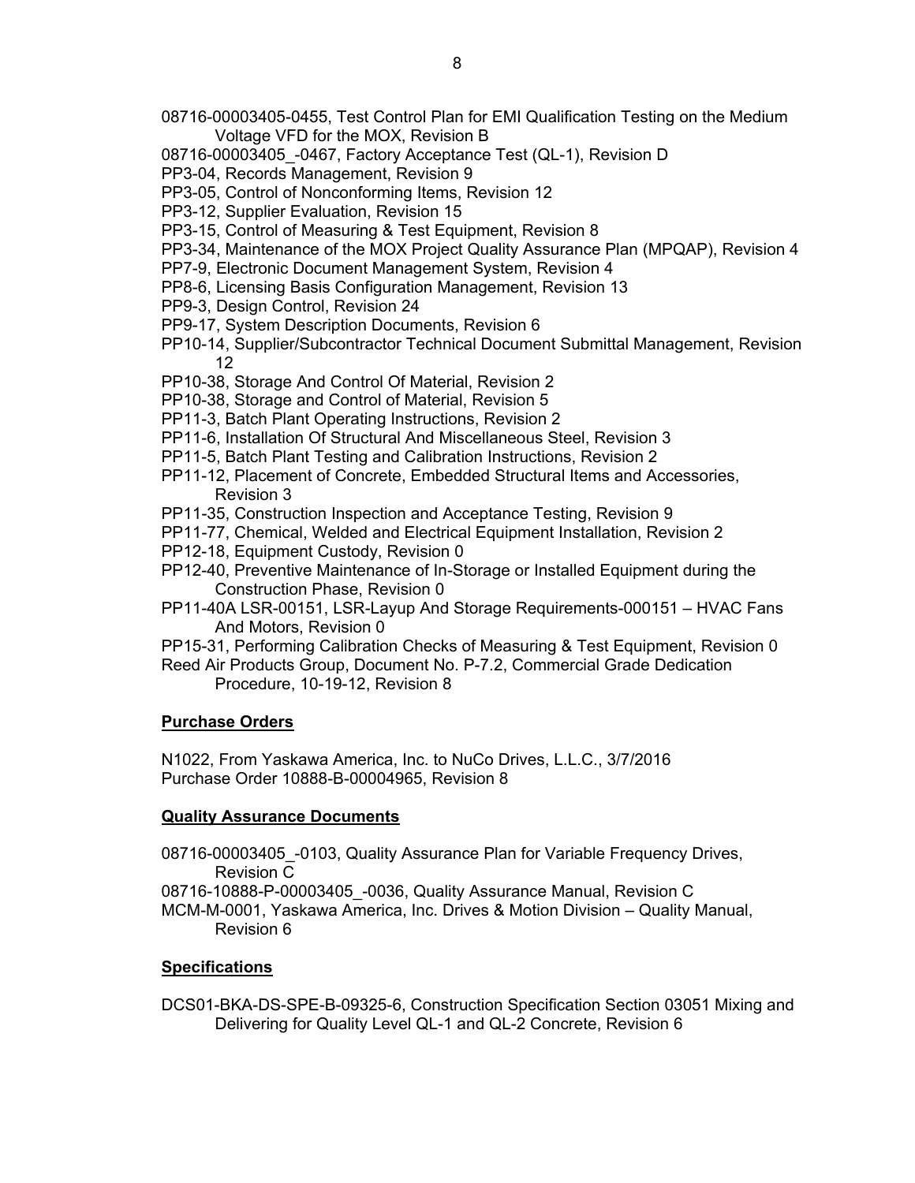08716-00003405-0455, Test Control Plan for EMI Qualification Testing on the Medium Voltage VFD for the MOX, Revision B  
08716-00003405_-0467, Factory Acceptance Test (QL-1), Revision D  
PP3-04, Records Management, Revision 9  
PP3-05, Control of Nonconforming Items, Revision 12  
PP3-12, Supplier Evaluation, Revision 15  
PP3-15, Control of Measuring & Test Equipment, Revision 8  
PP3-34, Maintenance of the MOX Project Quality Assurance Plan (MPQAP), Revision 4  
PP7-9, Electronic Document Management System, Revision 4  
PP8-6, Licensing Basis Configuration Management, Revision 13  
PP9-3, Design Control, Revision 24  
PP9-17, System Description Documents, Revision 6  
PP10-14, Supplier/Subcontractor Technical Document Submittal Management, Revision 12  
PP10-38, Storage And Control Of Material, Revision 2  
PP10-38, Storage and Control of Material, Revision 5  
PP11-3, Batch Plant Operating Instructions, Revision 2  
PP11-6, Installation Of Structural And Miscellaneous Steel, Revision 3  
PP11-5, Batch Plant Testing and Calibration Instructions, Revision 2  
PP11-12, Placement of Concrete, Embedded Structural Items and Accessories, Revision 3  
PP11-35, Construction Inspection and Acceptance Testing, Revision 9  
PP11-77, Chemical, Welded and Electrical Equipment Installation, Revision 2  
PP12-18, Equipment Custody, Revision 0  
PP12-40, Preventive Maintenance of In-Storage or Installed Equipment during the Construction Phase, Revision 0  
PP11-40A LSR-00151, LSR-Layup And Storage Requirements-000151 – HVAC Fans And Motors, Revision 0  
PP15-31, Performing Calibration Checks of Measuring & Test Equipment, Revision 0  
Reed Air Products Group, Document No. P-7.2, Commercial Grade Dedication Procedure, 10-19-12, Revision 8

**Purchase Orders**

N1022, From Yaskawa America, Inc. to NuCo Drives, L.L.C., 3/7/2016  
Purchase Order 10888-B-00004965, Revision 8

**Quality Assurance Documents**

08716-00003405_-0103, Quality Assurance Plan for Variable Frequency Drives, Revision C  
08716-10888-P-00003405_-0036, Quality Assurance Manual, Revision C  
MCM-M-0001, Yaskawa America, Inc. Drives & Motion Division – Quality Manual, Revision 6

**Specifications**

DCS01-BKA-DS-SPE-B-09325-6, Construction Specification Section 03051 Mixing and Delivering for Quality Level QL-1 and QL-2 Concrete, Revision 6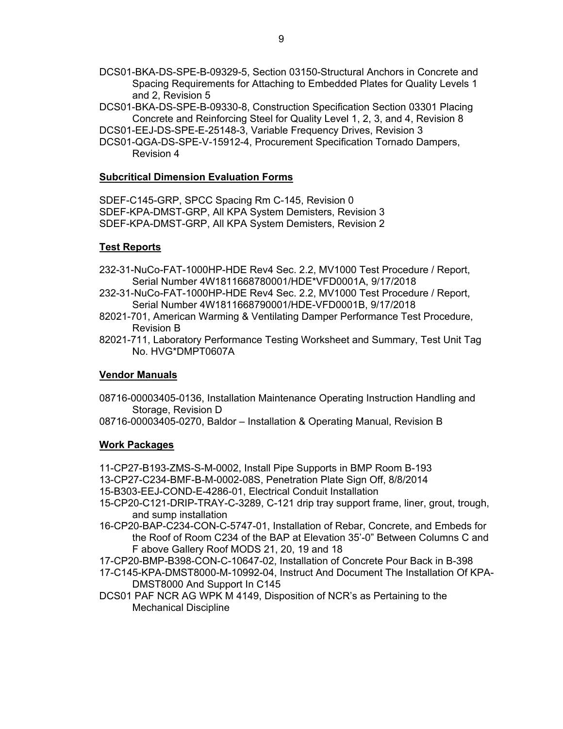DCS01-BKA-DS-SPE-B-09329-5, Section 03150-Structural Anchors in Concrete and Spacing Requirements for Attaching to Embedded Plates for Quality Levels 1 and 2, Revision 5

DCS01-BKA-DS-SPE-B-09330-8, Construction Specification Section 03301 Placing Concrete and Reinforcing Steel for Quality Level 1, 2, 3, and 4, Revision 8

DCS01-EEJ-DS-SPE-E-25148-3, Variable Frequency Drives, Revision 3

DCS01-QGA-DS-SPE-V-15912-4, Procurement Specification Tornado Dampers, Revision 4

**Subcritical Dimension Evaluation Forms**

SDEF-C145-GRP, SPCC Spacing Rm C-145, Revision 0

SDEF-KPA-DMST-GRP, All KPA System Demisters, Revision 3

SDEF-KPA-DMST-GRP, All KPA System Demisters, Revision 2

**Test Reports**

232-31-NuCo-FAT-1000HP-HDE Rev4 Sec. 2.2, MV1000 Test Procedure / Report, Serial Number 4W1811668780001/HDE*VFD0001A, 9/17/2018

232-31-NuCo-FAT-1000HP-HDE Rev4 Sec. 2.2, MV1000 Test Procedure / Report, Serial Number 4W1811668790001/HDE-VFD0001B, 9/17/2018

82021-701, American Warming & Ventilating Damper Performance Test Procedure, Revision B

82021-711, Laboratory Performance Testing Worksheet and Summary, Test Unit Tag No. HVG*DMPT0607A

**Vendor Manuals**

08716-00003405-0136, Installation Maintenance Operating Instruction Handling and Storage, Revision D

08716-00003405-0270, Baldor – Installation & Operating Manual, Revision B

**Work Packages**

11-CP27-B193-ZMS-S-M-0002, Install Pipe Supports in BMP Room B-193

13-CP27-C234-BMF-B-M-0002-08S, Penetration Plate Sign Off, 8/8/2014

15-B303-EEJ-COND-E-4286-01, Electrical Conduit Installation

15-CP20-C121-DRIP-TRAY-C-3289, C-121 drip tray support frame, liner, grout, trough, and sump installation

16-CP20-BAP-C234-CON-C-5747-01, Installation of Rebar, Concrete, and Embeds for the Roof of Room C234 of the BAP at Elevation 35'-0" Between Columns C and F above Gallery Roof MODS 21, 20, 19 and 18

17-CP20-BMP-B398-CON-C-10647-02, Installation of Concrete Pour Back in B-398

17-C145-KPA-DMST8000-M-10992-04, Instruct And Document The Installation Of KPA-DMST8000 And Support In C145

DCS01 PAF NCR AG WPK M 4149, Disposition of NCR's as Pertaining to the Mechanical Discipline